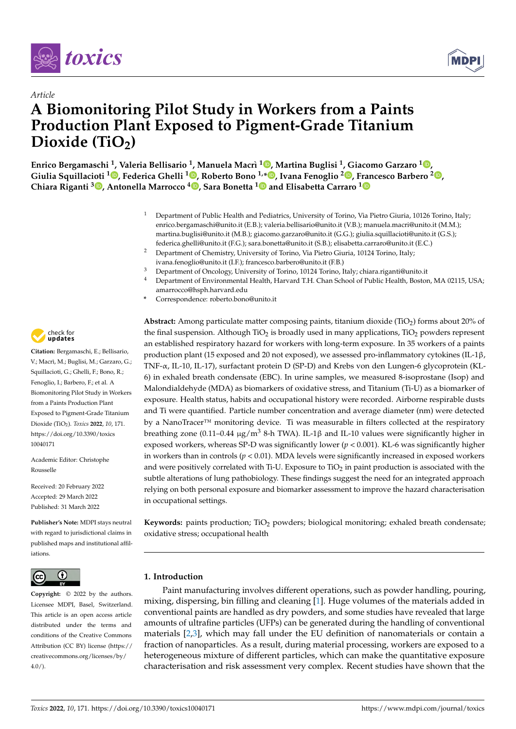*Article*

# A Biomonitoring Pilot Study in Workers from a Paints Production Plant Exposed to Pigment-Grade Titanium Dioxide ($TiO_2$)

**Enrico Bergamaschi [1], Valeria Bellisario [1], Manuela Macrì [1], Martina Buglisi [1], Giacomo Garzaro [1], Giulia Squillacioti [1], Federica Ghelli [1], Roberto Bono [1,*], Ivana Fenoglio [2], Francesco Barbero [2], Chiara Riganti [3], Antonella Marrocco [4], Sara Bonetta [1] and Elisabetta Carraro [1]**

[1] Department of Public Health and Pediatrics, University of Torino, Via Pietro Giuria, 10126 Torino, Italy; enrico.bergamaschi@unito.it (E.B.); valeria.bellisario@unito.it (V.B.); manuela.macri@unito.it (M.M.); martina.buglisi@unito.it (M.B.); giacomo.garzaro@unito.it (G.G.); giulia.squillacioti@unito.it (G.S.); federica.ghelli@unito.it (F.G.); sara.bonetta@unito.it (S.B.); elisabetta.carraro@unito.it (E.C.)

[2] Department of Chemistry, University of Torino, Via Pietro Giuria, 10124 Torino, Italy; ivana.fenoglio@unito.it (I.F.); francesco.barbero@unito.it (F.B.)

[3] Department of Oncology, University of Torino, 10124 Torino, Italy; chiara.riganti@unito.it

[4] Department of Environmental Health, Harvard T.H. Chan School of Public Health, Boston, MA 02115, USA; amarrocco@hsph.harvard.edu

\* Correspondence: roberto.bono@unito.it

**Citation:** Bergamaschi, E.; Bellisario, V.; Macrì, M.; Buglisi, M.; Garzaro, G.; Squillacioti, G.; Ghelli, F.; Bono, R.; Fenoglio, I.; Barbero, F.; et al. A Biomonitoring Pilot Study in Workers from a Paints Production Plant Exposed to Pigment-Grade Titanium Dioxide ($TiO_2$). *Toxics* **2022**, *10*, 171. https://doi.org/10.3390/toxics10040171

Academic Editor: Christophe Rousselle

Received: 20 February 2022
Accepted: 29 March 2022
Published: 31 March 2022

**Publisher's Note:** MDPI stays neutral with regard to jurisdictional claims in published maps and institutional affiliations.

**Copyright:** © 2022 by the authors. Licensee MDPI, Basel, Switzerland. This article is an open access article distributed under the terms and conditions of the Creative Commons Attribution (CC BY) license (https://creativecommons.org/licenses/by/4.0/).

**Abstract:** Among particulate matter composing paints, titanium dioxide ($TiO_2$) forms about 20% of the final suspension. Although $TiO_2$ is broadly used in many applications, $TiO_2$ powders represent an established respiratory hazard for workers with long-term exposure. In 35 workers of a paints production plant (15 exposed and 20 not exposed), we assessed pro-inflammatory cytokines (IL-1β, TNF-α, IL-10, IL-17), surfactant protein D (SP-D) and Krebs von den Lungen-6 glycoprotein (KL-6) in exhaled breath condensate (EBC). In urine samples, we measured 8-isoprostane (Isop) and Malondialdehyde (MDA) as biomarkers of oxidative stress, and Titanium (Ti-U) as a biomarker of exposure. Health status, habits and occupational history were recorded. Airborne respirable dusts and Ti were quantified. Particle number concentration and average diameter (nm) were detected by a NanoTracer™ monitoring device. Ti was measurable in filters collected at the respiratory breathing zone (0.11–0.44 μg/m$^3$ 8-h TWA). IL-1β and IL-10 values were significantly higher in exposed workers, whereas SP-D was significantly lower ($p < 0.001$). KL-6 was significantly higher in workers than in controls ($p < 0.01$). MDA levels were significantly increased in exposed workers and were positively correlated with Ti-U. Exposure to $TiO_2$ in paint production is associated with the subtle alterations of lung pathobiology. These findings suggest the need for an integrated approach relying on both personal exposure and biomarker assessment to improve the hazard characterisation in occupational settings.

**Keywords:** paints production; $TiO_2$ powders; biological monitoring; exhaled breath condensate; oxidative stress; occupational health

## 1. Introduction

Paint manufacturing involves different operations, such as powder handling, pouring, mixing, dispersing, bin filling and cleaning [1]. Huge volumes of the materials added in conventional paints are handled as dry powders, and some studies have revealed that large amounts of ultrafine particles (UFPs) can be generated during the handling of conventional materials [2,3], which may fall under the EU definition of nanomaterials or contain a fraction of nanoparticles. As a result, during material processing, workers are exposed to a heterogeneous mixture of different particles, which can make the quantitative exposure characterisation and risk assessment very complex. Recent studies have shown that the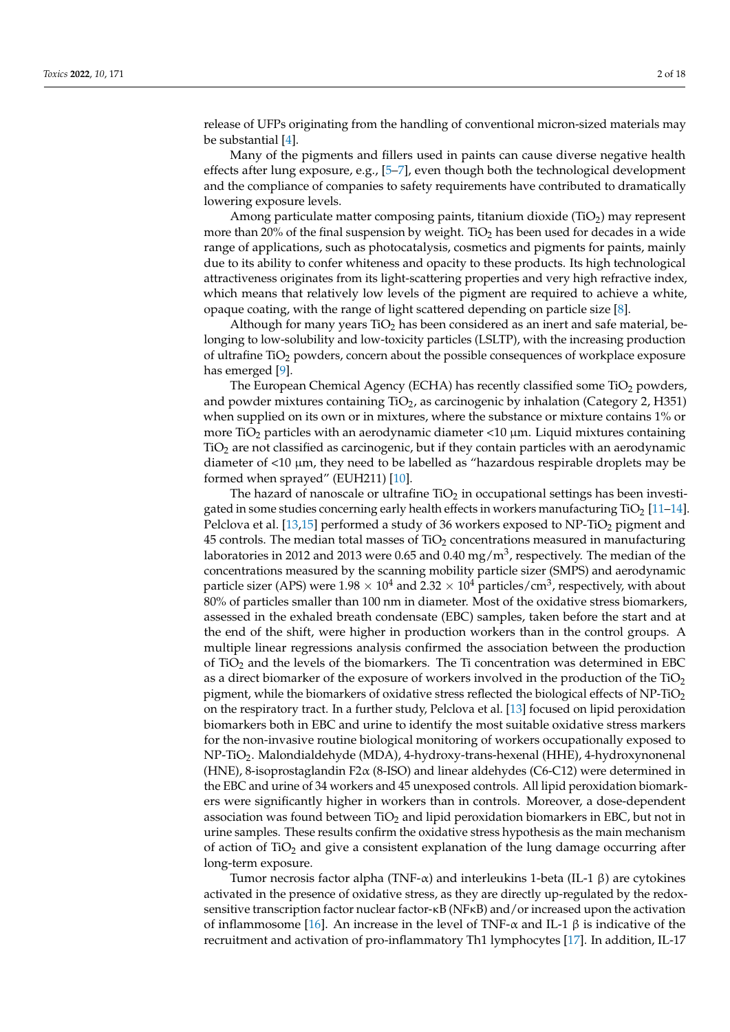release of UFPs originating from the handling of conventional micron-sized materials may be substantial [4].

Many of the pigments and fillers used in paints can cause diverse negative health effects after lung exposure, e.g., [5–7], even though both the technological development and the compliance of companies to safety requirements have contributed to dramatically lowering exposure levels.

Among particulate matter composing paints, titanium dioxide ($TiO_2$) may represent more than 20% of the final suspension by weight. $TiO_2$ has been used for decades in a wide range of applications, such as photocatalysis, cosmetics and pigments for paints, mainly due to its ability to confer whiteness and opacity to these products. Its high technological attractiveness originates from its light-scattering properties and very high refractive index, which means that relatively low levels of the pigment are required to achieve a white, opaque coating, with the range of light scattered depending on particle size [8].

Although for many years $TiO_2$ has been considered as an inert and safe material, belonging to low-solubility and low-toxicity particles (LSLTP), with the increasing production of ultrafine $TiO_2$ powders, concern about the possible consequences of workplace exposure has emerged [9].

The European Chemical Agency (ECHA) has recently classified some $TiO_2$ powders, and powder mixtures containing $TiO_2$, as carcinogenic by inhalation (Category 2, H351) when supplied on its own or in mixtures, where the substance or mixture contains 1% or more $TiO_2$ particles with an aerodynamic diameter <10 μm. Liquid mixtures containing $TiO_2$ are not classified as carcinogenic, but if they contain particles with an aerodynamic diameter of <10 μm, they need to be labelled as "hazardous respirable droplets may be formed when sprayed" (EUH211) [10].

The hazard of nanoscale or ultrafine $TiO_2$ in occupational settings has been investigated in some studies concerning early health effects in workers manufacturing $TiO_2$ [11–14]. Pelclova et al. [13,15] performed a study of 36 workers exposed to NP-$TiO_2$ pigment and 45 controls. The median total masses of $TiO_2$ concentrations measured in manufacturing laboratories in 2012 and 2013 were 0.65 and 0.40 $mg/m^3$, respectively. The median of the concentrations measured by the scanning mobility particle sizer (SMPS) and aerodynamic particle sizer (APS) were $1.98 \times 10^4$ and $2.32 \times 10^4$ particles/$cm^3$, respectively, with about 80% of particles smaller than 100 nm in diameter. Most of the oxidative stress biomarkers, assessed in the exhaled breath condensate (EBC) samples, taken before the start and at the end of the shift, were higher in production workers than in the control groups. A multiple linear regressions analysis confirmed the association between the production of $TiO_2$ and the levels of the biomarkers. The Ti concentration was determined in EBC as a direct biomarker of the exposure of workers involved in the production of the $TiO_2$ pigment, while the biomarkers of oxidative stress reflected the biological effects of NP-$TiO_2$ on the respiratory tract. In a further study, Pelclova et al. [13] focused on lipid peroxidation biomarkers both in EBC and urine to identify the most suitable oxidative stress markers for the non-invasive routine biological monitoring of workers occupationally exposed to NP-$TiO_2$. Malondialdehyde (MDA), 4-hydroxy-trans-hexenal (HHE), 4-hydroxynonenal (HNE), 8-isoprostaglandin F2α (8-ISO) and linear aldehydes (C6-C12) were determined in the EBC and urine of 34 workers and 45 unexposed controls. All lipid peroxidation biomarkers were significantly higher in workers than in controls. Moreover, a dose-dependent association was found between $TiO_2$ and lipid peroxidation biomarkers in EBC, but not in urine samples. These results confirm the oxidative stress hypothesis as the main mechanism of action of $TiO_2$ and give a consistent explanation of the lung damage occurring after long-term exposure.

Tumor necrosis factor alpha (TNF-α) and interleukins 1-beta (IL-1 β) are cytokines activated in the presence of oxidative stress, as they are directly up-regulated by the redox-sensitive transcription factor nuclear factor-κB (NFκB) and/or increased upon the activation of inflammosome [16]. An increase in the level of TNF-α and IL-1 β is indicative of the recruitment and activation of pro-inflammatory Th1 lymphocytes [17]. In addition, IL-17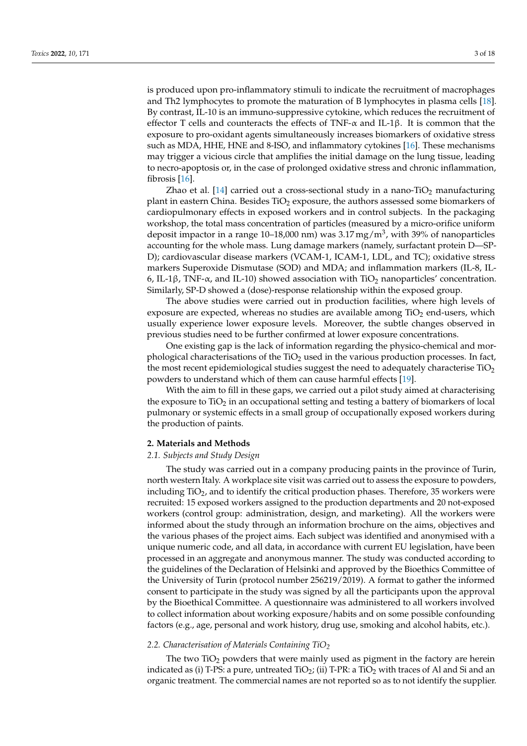is produced upon pro-inflammatory stimuli to indicate the recruitment of macrophages and Th2 lymphocytes to promote the maturation of B lymphocytes in plasma cells [18]. By contrast, IL-10 is an immuno-suppressive cytokine, which reduces the recruitment of effector T cells and counteracts the effects of TNF-α and IL-1β. It is common that the exposure to pro-oxidant agents simultaneously increases biomarkers of oxidative stress such as MDA, HHE, HNE and 8-ISO, and inflammatory cytokines [16]. These mechanisms may trigger a vicious circle that amplifies the initial damage on the lung tissue, leading to necro-apoptosis or, in the case of prolonged oxidative stress and chronic inflammation, fibrosis [16].

Zhao et al. [14] carried out a cross-sectional study in a nano-$TiO_2$ manufacturing plant in eastern China. Besides $TiO_2$ exposure, the authors assessed some biomarkers of cardiopulmonary effects in exposed workers and in control subjects. In the packaging workshop, the total mass concentration of particles (measured by a micro-orifice uniform deposit impactor in a range 10–18,000 nm) was 3.17 mg/m$^3$, with 39% of nanoparticles accounting for the whole mass. Lung damage markers (namely, surfactant protein D—SP-D); cardiovascular disease markers (VCAM-1, ICAM-1, LDL, and TC); oxidative stress markers Superoxide Dismutase (SOD) and MDA; and inflammation markers (IL-8, IL-6, IL-1β, TNF-α, and IL-10) showed association with $TiO_2$ nanoparticles' concentration. Similarly, SP-D showed a (dose)-response relationship within the exposed group.

The above studies were carried out in production facilities, where high levels of exposure are expected, whereas no studies are available among $TiO_2$ end-users, which usually experience lower exposure levels. Moreover, the subtle changes observed in previous studies need to be further confirmed at lower exposure concentrations.

One existing gap is the lack of information regarding the physico-chemical and morphological characterisations of the $TiO_2$ used in the various production processes. In fact, the most recent epidemiological studies suggest the need to adequately characterise $TiO_2$ powders to understand which of them can cause harmful effects [19].

With the aim to fill in these gaps, we carried out a pilot study aimed at characterising the exposure to $TiO_2$ in an occupational setting and testing a battery of biomarkers of local pulmonary or systemic effects in a small group of occupationally exposed workers during the production of paints.

## 2. Materials and Methods

### *2.1. Subjects and Study Design*

The study was carried out in a company producing paints in the province of Turin, north western Italy. A workplace site visit was carried out to assess the exposure to powders, including $TiO_2$, and to identify the critical production phases. Therefore, 35 workers were recruited: 15 exposed workers assigned to the production departments and 20 not-exposed workers (control group: administration, design, and marketing). All the workers were informed about the study through an information brochure on the aims, objectives and the various phases of the project aims. Each subject was identified and anonymised with a unique numeric code, and all data, in accordance with current EU legislation, have been processed in an aggregate and anonymous manner. The study was conducted according to the guidelines of the Declaration of Helsinki and approved by the Bioethics Committee of the University of Turin (protocol number 256219/2019). A format to gather the informed consent to participate in the study was signed by all the participants upon the approval by the Bioethical Committee. A questionnaire was administered to all workers involved to collect information about working exposure/habits and on some possible confounding factors (e.g., age, personal and work history, drug use, smoking and alcohol habits, etc.).

### *2.2. Characterisation of Materials Containing $TiO_2$*

The two $TiO_2$ powders that were mainly used as pigment in the factory are herein indicated as (i) T-PS: a pure, untreated $TiO_2$; (ii) T-PR: a $TiO_2$ with traces of Al and Si and an organic treatment. The commercial names are not reported so as to not identify the supplier.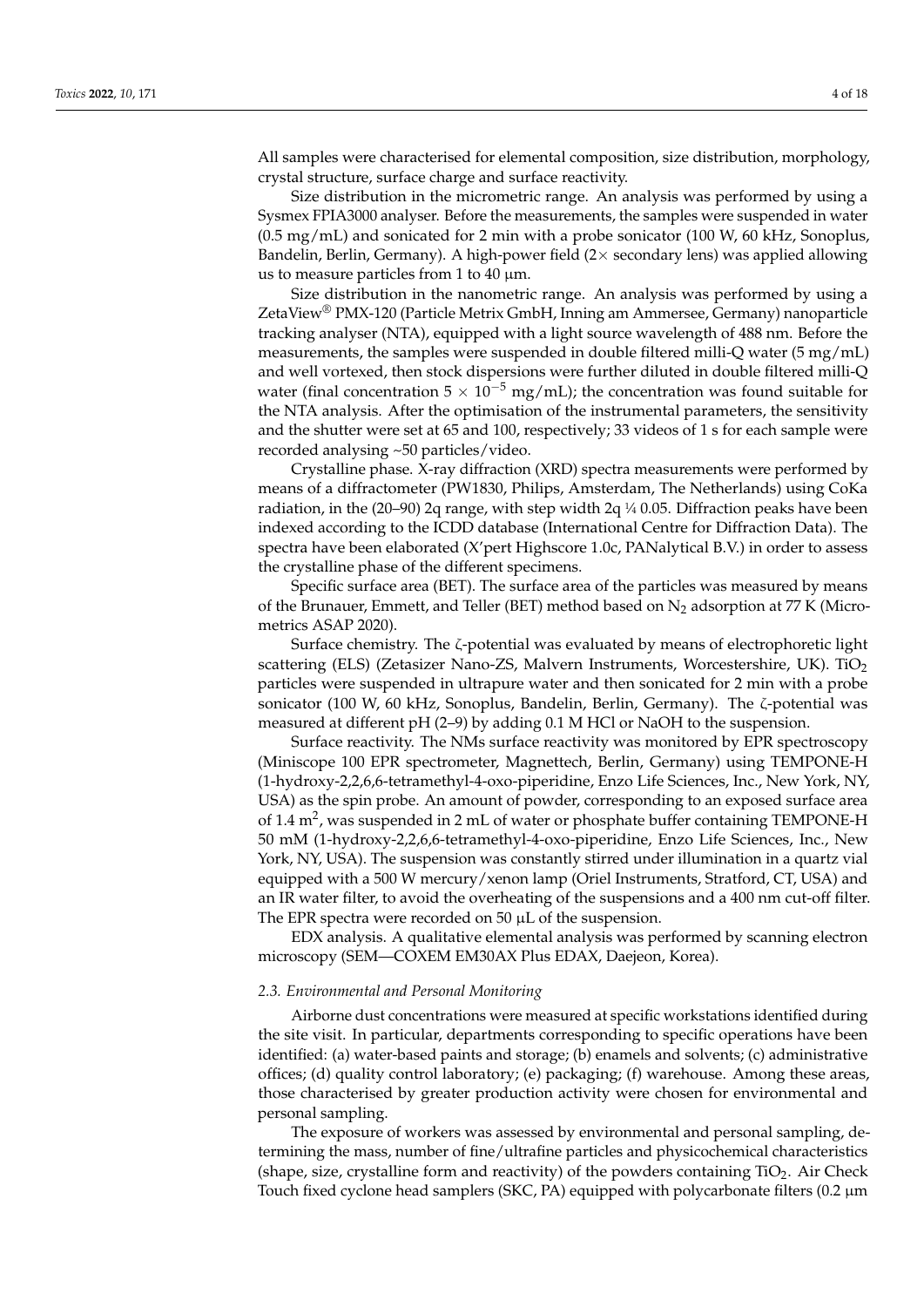All samples were characterised for elemental composition, size distribution, morphology, crystal structure, surface charge and surface reactivity.

Size distribution in the micrometric range. An analysis was performed by using a Sysmex FPIA3000 analyser. Before the measurements, the samples were suspended in water (0.5 mg/mL) and sonicated for 2 min with a probe sonicator (100 W, 60 kHz, Sonoplus, Bandelin, Berlin, Germany). A high-power field (2× secondary lens) was applied allowing us to measure particles from 1 to 40 μm.

Size distribution in the nanometric range. An analysis was performed by using a ZetaView® PMX-120 (Particle Metrix GmbH, Inning am Ammersee, Germany) nanoparticle tracking analyser (NTA), equipped with a light source wavelength of 488 nm. Before the measurements, the samples were suspended in double filtered milli-Q water (5 mg/mL) and well vortexed, then stock dispersions were further diluted in double filtered milli-Q water (final concentration $5 \times 10^{-5}$ mg/mL); the concentration was found suitable for the NTA analysis. After the optimisation of the instrumental parameters, the sensitivity and the shutter were set at 65 and 100, respectively; 33 videos of 1 s for each sample were recorded analysing ~50 particles/video.

Crystalline phase. X-ray diffraction (XRD) spectra measurements were performed by means of a diffractometer (PW1830, Philips, Amsterdam, The Netherlands) using CoKa radiation, in the (20–90) 2q range, with step width 2q ¼ 0.05. Diffraction peaks have been indexed according to the ICDD database (International Centre for Diffraction Data). The spectra have been elaborated (X'pert Highscore 1.0c, PANalytical B.V.) in order to assess the crystalline phase of the different specimens.

Specific surface area (BET). The surface area of the particles was measured by means of the Brunauer, Emmett, and Teller (BET) method based on $N_2$ adsorption at 77 K (Micromeritics ASAP 2020).

Surface chemistry. The ζ-potential was evaluated by means of electrophoretic light scattering (ELS) (Zetasizer Nano-ZS, Malvern Instruments, Worcestershire, UK). $TiO_2$ particles were suspended in ultrapure water and then sonicated for 2 min with a probe sonicator (100 W, 60 kHz, Sonoplus, Bandelin, Berlin, Germany). The ζ-potential was measured at different pH (2–9) by adding 0.1 M HCl or NaOH to the suspension.

Surface reactivity. The NMs surface reactivity was monitored by EPR spectroscopy (Miniscope 100 EPR spectrometer, Magnettech, Berlin, Germany) using TEMPONE-H (1-hydroxy-2,2,6,6-tetramethyl-4-oxo-piperidine, Enzo Life Sciences, Inc., New York, NY, USA) as the spin probe. An amount of powder, corresponding to an exposed surface area of 1.4 $m^2$, was suspended in 2 mL of water or phosphate buffer containing TEMPONE-H 50 mM (1-hydroxy-2,2,6,6-tetramethyl-4-oxo-piperidine, Enzo Life Sciences, Inc., New York, NY, USA). The suspension was constantly stirred under illumination in a quartz vial equipped with a 500 W mercury/xenon lamp (Oriel Instruments, Stratford, CT, USA) and an IR water filter, to avoid the overheating of the suspensions and a 400 nm cut-off filter. The EPR spectra were recorded on 50 μL of the suspension.

EDX analysis. A qualitative elemental analysis was performed by scanning electron microscopy (SEM—COXEM EM30AX Plus EDAX, Daejeon, Korea).

### *2.3. Environmental and Personal Monitoring*

Airborne dust concentrations were measured at specific workstations identified during the site visit. In particular, departments corresponding to specific operations have been identified: (a) water-based paints and storage; (b) enamels and solvents; (c) administrative offices; (d) quality control laboratory; (e) packaging; (f) warehouse. Among these areas, those characterised by greater production activity were chosen for environmental and personal sampling.

The exposure of workers was assessed by environmental and personal sampling, determining the mass, number of fine/ultrafine particles and physicochemical characteristics (shape, size, crystalline form and reactivity) of the powders containing $TiO_2$. Air Check Touch fixed cyclone head samplers (SKC, PA) equipped with polycarbonate filters (0.2 μm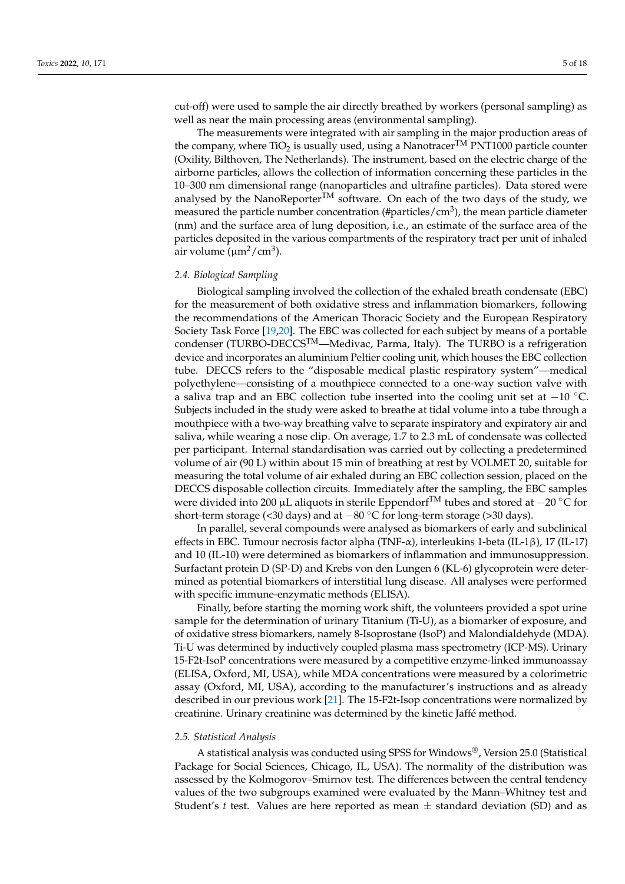cut-off) were used to sample the air directly breathed by workers (personal sampling) as well as near the main processing areas (environmental sampling).

The measurements were integrated with air sampling in the major production areas of the company, where $TiO_2$ is usually used, using a Nanotracer$^{TM}$ PNT1000 particle counter (Oxility, Bilthoven, The Netherlands). The instrument, based on the electric charge of the airborne particles, allows the collection of information concerning these particles in the 10–300 nm dimensional range (nanoparticles and ultrafine particles). Data stored were analysed by the NanoReporter$^{TM}$ software. On each of the two days of the study, we measured the particle number concentration (#particles/$cm^3$), the mean particle diameter (nm) and the surface area of lung deposition, i.e., an estimate of the surface area of the particles deposited in the various compartments of the respiratory tract per unit of inhaled air volume ($\mu m^2/cm^3$).

### 2.4. Biological Sampling

Biological sampling involved the collection of the exhaled breath condensate (EBC) for the measurement of both oxidative stress and inflammation biomarkers, following the recommendations of the American Thoracic Society and the European Respiratory Society Task Force [19,20]. The EBC was collected for each subject by means of a portable condenser (TURBO-DECCS$^{TM}$—Medivac, Parma, Italy). The TURBO is a refrigeration device and incorporates an aluminium Peltier cooling unit, which houses the EBC collection tube. DECCS refers to the "disposable medical plastic respiratory system"—medical polyethylene—consisting of a mouthpiece connected to a one-way suction valve with a saliva trap and an EBC collection tube inserted into the cooling unit set at −10 °C. Subjects included in the study were asked to breathe at tidal volume into a tube through a mouthpiece with a two-way breathing valve to separate inspiratory and expiratory air and saliva, while wearing a nose clip. On average, 1.7 to 2.3 mL of condensate was collected per participant. Internal standardisation was carried out by collecting a predetermined volume of air (90 L) within about 15 min of breathing at rest by VOLMET 20, suitable for measuring the total volume of air exhaled during an EBC collection session, placed on the DECCS disposable collection circuits. Immediately after the sampling, the EBC samples were divided into 200 µL aliquots in sterile Eppendorf$^{TM}$ tubes and stored at −20 °C for short-term storage (<30 days) and at −80 °C for long-term storage (>30 days).

In parallel, several compounds were analysed as biomarkers of early and subclinical effects in EBC. Tumour necrosis factor alpha (TNF-α), interleukins 1-beta (IL-1β), 17 (IL-17) and 10 (IL-10) were determined as biomarkers of inflammation and immunosuppression. Surfactant protein D (SP-D) and Krebs von den Lungen 6 (KL-6) glycoprotein were determined as potential biomarkers of interstitial lung disease. All analyses were performed with specific immune-enzymatic methods (ELISA).

Finally, before starting the morning work shift, the volunteers provided a spot urine sample for the determination of urinary Titanium (Ti-U), as a biomarker of exposure, and of oxidative stress biomarkers, namely 8-Isoprostane (IsoP) and Malondialdehyde (MDA). Ti-U was determined by inductively coupled plasma mass spectrometry (ICP-MS). Urinary 15-F2t-IsoP concentrations were measured by a competitive enzyme-linked immunoassay (ELISA, Oxford, MI, USA), while MDA concentrations were measured by a colorimetric assay (Oxford, MI, USA), according to the manufacturer's instructions and as already described in our previous work [21]. The 15-F2t-Isop concentrations were normalized by creatinine. Urinary creatinine was determined by the kinetic Jaffé method.

### 2.5. Statistical Analysis

A statistical analysis was conducted using SPSS for Windows®, Version 25.0 (Statistical Package for Social Sciences, Chicago, IL, USA). The normality of the distribution was assessed by the Kolmogorov–Smirnov test. The differences between the central tendency values of the two subgroups examined were evaluated by the Mann–Whitney test and Student's $t$ test. Values are here reported as mean ± standard deviation (SD) and as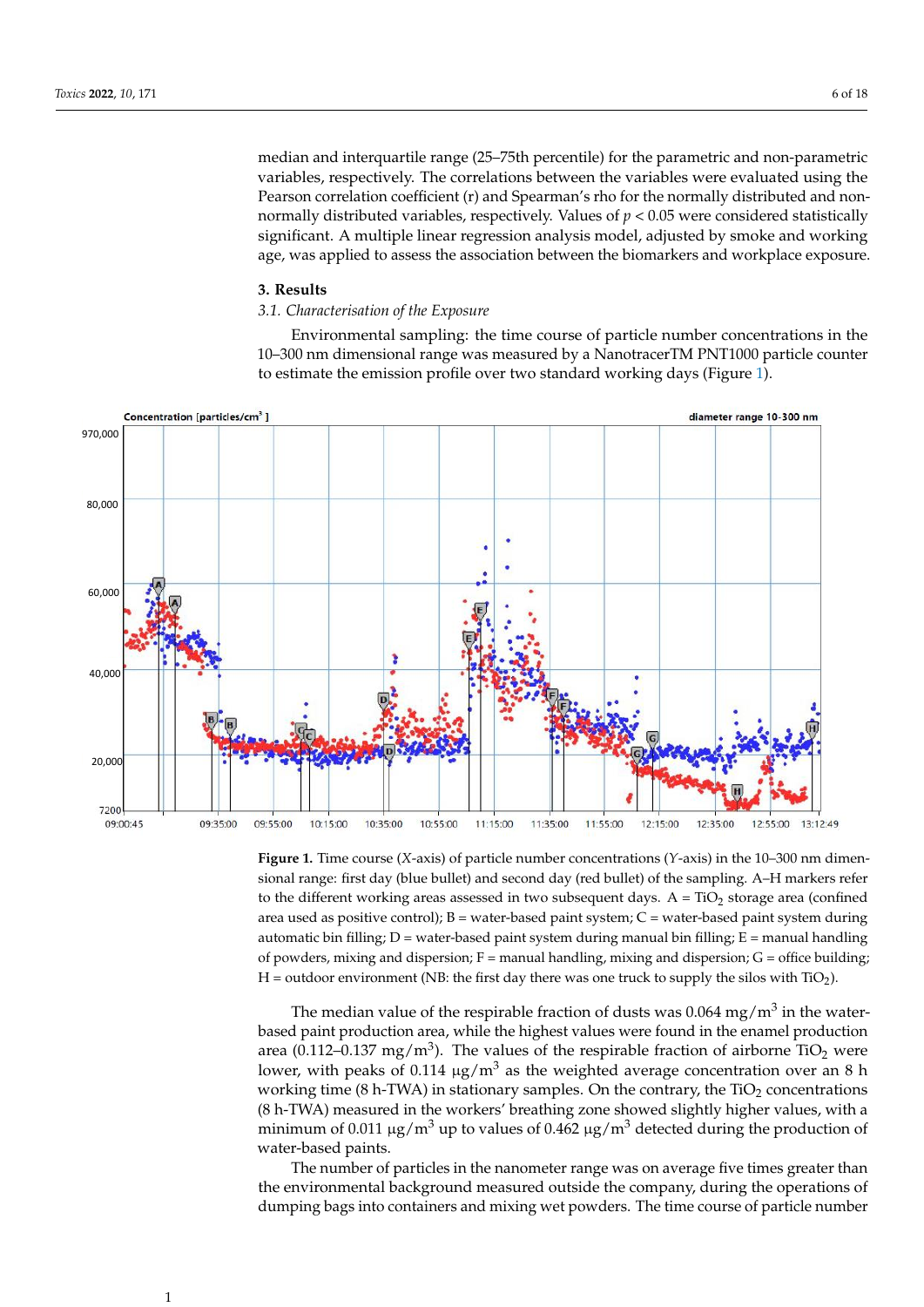median and interquartile range (25–75th percentile) for the parametric and non-parametric variables, respectively. The correlations between the variables were evaluated using the Pearson correlation coefficient (r) and Spearman's rho for the normally distributed and non-normally distributed variables, respectively. Values of $p < 0.05$ were considered statistically significant. A multiple linear regression analysis model, adjusted by smoke and working age, was applied to assess the association between the biomarkers and workplace exposure.

## 3. Results

### 3.1. Characterisation of the Exposure

Environmental sampling: the time course of particle number concentrations in the 10–300 nm dimensional range was measured by a NanotracerTM PNT1000 particle counter to estimate the emission profile over two standard working days (Figure 1).

Concentration [particles/cm³]
diameter range 10-300 nm
970,000
80,000
60,000
40,000
20,000
7200
09:00:45
09:35:00
09:55:00
10:15:00
10:35:00
10:55:00
11:15:00
11:35:00
11:55:00
12:15:00
12:35:00
12:55:00
13:12:49
A
A
B
B
C
C
D
D
E
E
F
F
G
G
H
H

**Figure 1.** Time course (*X*-axis) of particle number concentrations (*Y*-axis) in the 10–300 nm dimensional range: first day (blue bullet) and second day (red bullet) of the sampling. A–H markers refer to the different working areas assessed in two subsequent days. A = $TiO_2$ storage area (confined area used as positive control); B = water-based paint system; C = water-based paint system during automatic bin filling; D = water-based paint system during manual bin filling; E = manual handling of powders, mixing and dispersion; F = manual handling, mixing and dispersion; G = office building; H = outdoor environment (NB: the first day there was one truck to supply the silos with $TiO_2$).

The median value of the respirable fraction of dusts was 0.064 mg/m$^3$ in the water-based paint production area, while the highest values were found in the enamel production area (0.112–0.137 mg/m$^3$). The values of the respirable fraction of airborne $TiO_2$ were lower, with peaks of 0.114 µg/m$^3$ as the weighted average concentration over an 8 h working time (8 h-TWA) in stationary samples. On the contrary, the $TiO_2$ concentrations (8 h-TWA) measured in the workers' breathing zone showed slightly higher values, with a minimum of 0.011 µg/m$^3$ up to values of 0.462 µg/m$^3$ detected during the production of water-based paints.

The number of particles in the nanometer range was on average five times greater than the environmental background measured outside the company, during the operations of dumping bags into containers and mixing wet powders. The time course of particle number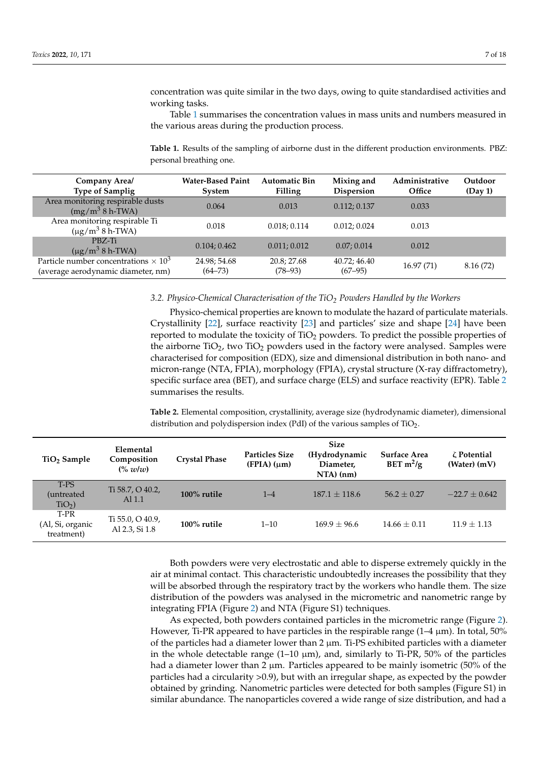concentration was quite similar in the two days, owing to quite standardised activities and working tasks.

Table 1 summarises the concentration values in mass units and numbers measured in the various areas during the production process.

**Table 1.** Results of the sampling of airborne dust in the different production environments. PBZ: personal breathing one.

| Company Area/ Type of Samplig | Water-Based Paint System | Automatic Bin Filling | Mixing and Dispersion | Administrative Office | Outdoor (Day 1) |
|---|---|---|---|---|---|
| Area monitoring respirable dusts ($mg/m^3$ 8 h-TWA) | 0.064 | 0.013 | 0.112; 0.137 | 0.033 | |
| Area monitoring respirable Ti ($\mu g/m^3$ 8 h-TWA) | 0.018 | 0.018; 0.114 | 0.012; 0.024 | 0.013 | |
| PBZ-Ti ($\mu g/m^3$ 8 h-TWA) | 0.104; 0.462 | 0.011; 0.012 | 0.07; 0.014 | 0.012 | |
| Particle number concentrations $\times 10^3$ (average aerodynamic diameter, nm) | 24.98; 54.68 (64–73) | 20.8; 27.68 (78–93) | 40.72; 46.40 (67–95) | 16.97 (71) | 8.16 (72) |

### 3.2. Physico-Chemical Characterisation of the $TiO_2$ Powders Handled by the Workers

Physico-chemical properties are known to modulate the hazard of particulate materials. Crystallinity [22], surface reactivity [23] and particles' size and shape [24] have been reported to modulate the toxicity of $TiO_2$ powders. To predict the possible properties of the airborne $TiO_2$, two $TiO_2$ powders used in the factory were analysed. Samples were characterised for composition (EDX), size and dimensional distribution in both nano- and micron-range (NTA, FPIA), morphology (FPIA), crystal structure (X-ray diffractometry), specific surface area (BET), and surface charge (ELS) and surface reactivity (EPR). Table 2 summarises the results.

**Table 2.** Elemental composition, crystallinity, average size (hydrodynamic diameter), dimensional distribution and polydispersion index (PdI) of the various samples of $TiO_2$.

| $TiO_2$ Sample | Elemental Composition (% *w*/*w*) | Crystal Phase | Particles Size (FPIA) (μm) | Size (Hydrodynamic Diameter, NTA) (nm) | Surface Area BET $m^2/g$ | ζ Potential (Water) (mV) |
|---|---|---|---|---|---|---|
| T-PS (untreated $TiO_2$) | Ti 58.7, O 40.2, Al 1.1 | **100% rutile** | 1–4 | $187.1 \pm 118.6$ | $56.2 \pm 0.27$ | $-22.7 \pm 0.642$ |
| T-PR (Al, Si, organic treatment) | Ti 55.0, O 40.9, Al 2.3, Si 1.8 | **100% rutile** | 1–10 | $169.9 \pm 96.6$ | $14.66 \pm 0.11$ | $11.9 \pm 1.13$ |

Both powders were very electrostatic and able to disperse extremely quickly in the air at minimal contact. This characteristic undoubtedly increases the possibility that they will be absorbed through the respiratory tract by the workers who handle them. The size distribution of the powders was analysed in the micrometric and nanometric range by integrating FPIA (Figure 2) and NTA (Figure S1) techniques.

As expected, both powders contained particles in the micrometric range (Figure 2). However, Ti-PR appeared to have particles in the respirable range (1–4 μm). In total, 50% of the particles had a diameter lower than 2 μm. Ti-PS exhibited particles with a diameter in the whole detectable range (1–10 μm), and, similarly to Ti-PR, 50% of the particles had a diameter lower than 2 μm. Particles appeared to be mainly isometric (50% of the particles had a circularity >0.9), but with an irregular shape, as expected by the powder obtained by grinding. Nanometric particles were detected for both samples (Figure S1) in similar abundance. The nanoparticles covered a wide range of size distribution, and had a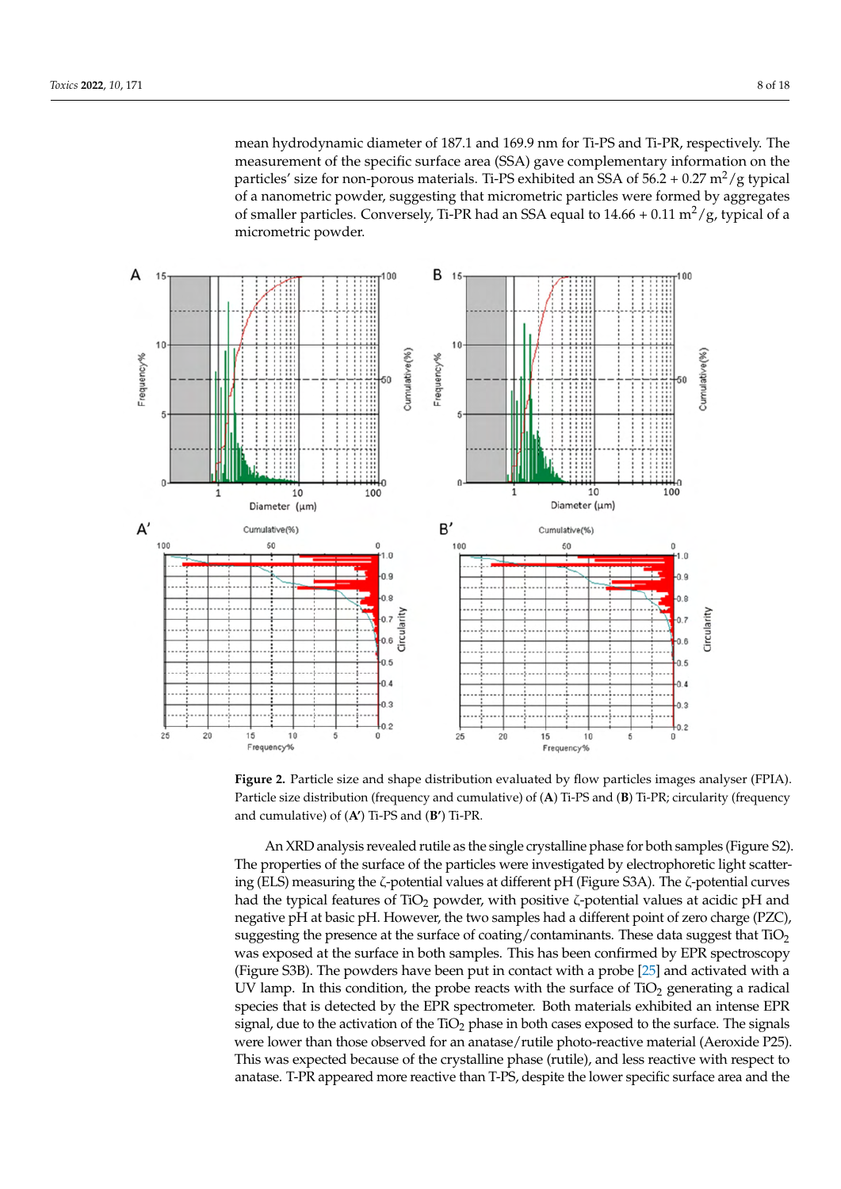mean hydrodynamic diameter of 187.1 and 169.9 nm for Ti-PS and Ti-PR, respectively. The measurement of the specific surface area (SSA) gave complementary information on the particles' size for non-porous materials. Ti-PS exhibited an SSA of 56.2 + 0.27 $m^2/g$ typical of a nanometric powder, suggesting that micrometric particles were formed by aggregates of smaller particles. Conversely, Ti-PR had an SSA equal to 14.66 + 0.11 $m^2/g$, typical of a micrometric powder.

A
Frequency%
Cumulative(%)
Diameter (µm)
15
10
5
0
1
10
100
100
50
0

B
Frequency%
Cumulative(%)
Diameter (µm)
15
10
5
0
1
10
100
100
50
0

A′
Cumulative(%)
100
60
0
Circularity
1.0
0.9
0.8
0.7
0.6
0.5
0.4
0.3
0.2
25
20
15
10
5
0
Frequency%

B′
Cumulative(%)
100
50
0
Circularity
1.0
0.9
0.8
0.7
0.6
0.5
0.4
0.3
0.2
25
20
15
10
5
0
Frequency%

**Figure 2.** Particle size and shape distribution evaluated by flow particles images analyser (FPIA). Particle size distribution (frequency and cumulative) of (**A**) Ti-PS and (**B**) Ti-PR; circularity (frequency and cumulative) of (**A′**) Ti-PS and (**B′**) Ti-PR.

An XRD analysis revealed rutile as the single crystalline phase for both samples (Figure S2). The properties of the surface of the particles were investigated by electrophoretic light scattering (ELS) measuring the ζ-potential values at different pH (Figure S3A). The ζ-potential curves had the typical features of $TiO_2$ powder, with positive ζ-potential values at acidic pH and negative pH at basic pH. However, the two samples had a different point of zero charge (PZC), suggesting the presence at the surface of coating/contaminants. These data suggest that $TiO_2$ was exposed at the surface in both samples. This has been confirmed by EPR spectroscopy (Figure S3B). The powders have been put in contact with a probe [25] and activated with a UV lamp. In this condition, the probe reacts with the surface of $TiO_2$ generating a radical species that is detected by the EPR spectrometer. Both materials exhibited an intense EPR signal, due to the activation of the $TiO_2$ phase in both cases exposed to the surface. The signals were lower than those observed for an anatase/rutile photo-reactive material (Aeroxide P25). This was expected because of the crystalline phase (rutile), and less reactive with respect to anatase. T-PR appeared more reactive than T-PS, despite the lower specific surface area and the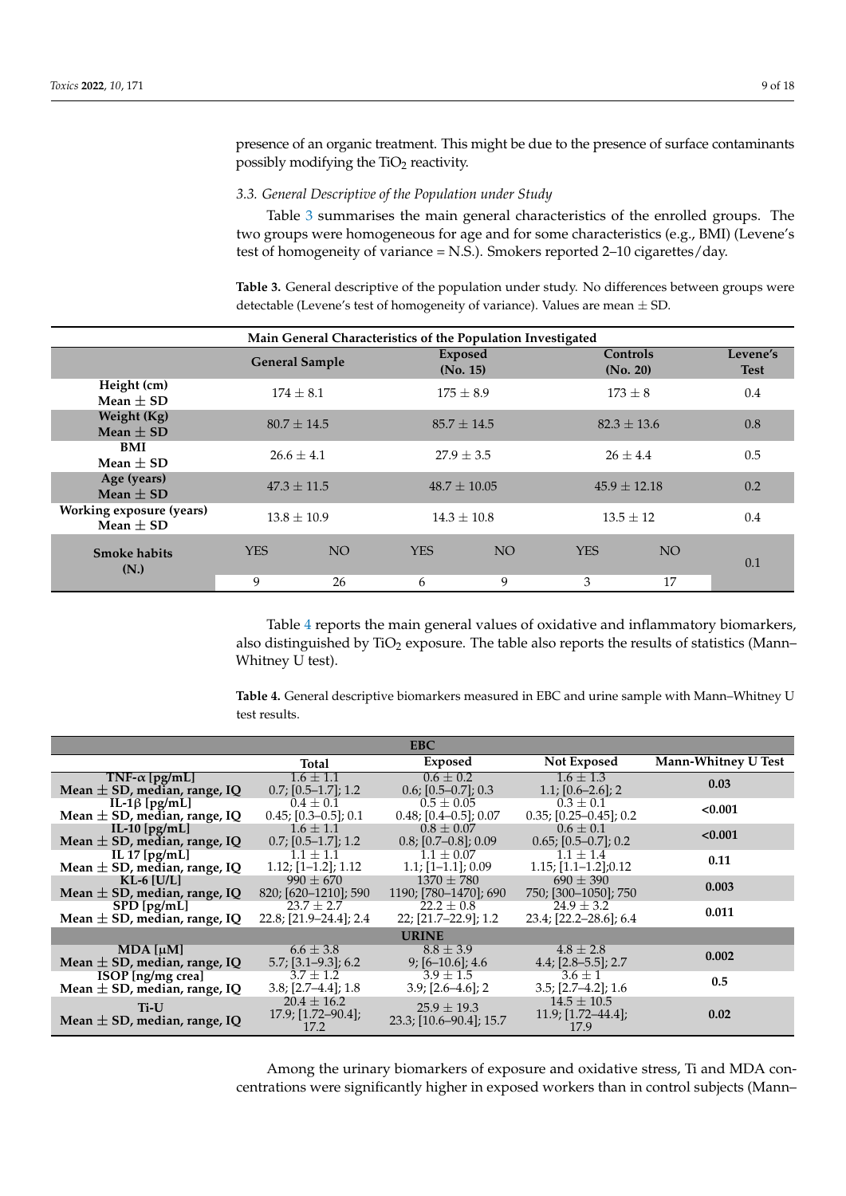presence of an organic treatment. This might be due to the presence of surface contaminants possibly modifying the $TiO_2$ reactivity.

### *3.3. General Descriptive of the Population under Study*

Table 3 summarises the main general characteristics of the enrolled groups. The two groups were homogeneous for age and for some characteristics (e.g., BMI) (Levene's test of homogeneity of variance = N.S.). Smokers reported 2–10 cigarettes/day.

**Table 3.** General descriptive of the population under study. No differences between groups were detectable (Levene's test of homogeneity of variance). Values are mean ± SD.

| Main General Characteristics of the Population Investigated | | | | | | | |
|---|---|---|---|---|---|---|---|
| | **General Sample** | | **Exposed (No. 15)** | | **Controls (No. 20)** | | **Levene's Test** |
| **Height (cm) Mean ± SD** | 174 ± 8.1 | | 175 ± 8.9 | | 173 ± 8 | | 0.4 |
| **Weight (Kg) Mean ± SD** | 80.7 ± 14.5 | | 85.7 ± 14.5 | | 82.3 ± 13.6 | | 0.8 |
| **BMI Mean ± SD** | 26.6 ± 4.1 | | 27.9 ± 3.5 | | 26 ± 4.4 | | 0.5 |
| **Age (years) Mean ± SD** | 47.3 ± 11.5 | | 48.7 ± 10.05 | | 45.9 ± 12.18 | | 0.2 |
| **Working exposure (years) Mean ± SD** | 13.8 ± 10.9 | | 14.3 ± 10.8 | | 13.5 ± 12 | | 0.4 |
| **Smoke habits (N.)** | YES | NO | YES | NO | YES | NO | 0.1 |
| | 9 | 26 | 6 | 9 | 3 | 17 | |

Table 4 reports the main general values of oxidative and inflammatory biomarkers, also distinguished by $TiO_2$ exposure. The table also reports the results of statistics (Mann–Whitney U test).

**Table 4.** General descriptive biomarkers measured in EBC and urine sample with Mann–Whitney U test results.

| | **Total** | **Exposed** | **Not Exposed** | **Mann-Whitney U Test** |
|---|---|---|---|---|
| **EBC** | | | | |
| **TNF-α [pg/mL] Mean ± SD, median, range, IQ** | 1.6 ± 1.1<br>0.7; [0.5–1.7]; 1.2 | 0.6 ± 0.2<br>0.6; [0.5–0.7]; 0.3 | 1.6 ± 1.3<br>1.1; [0.6–2.6]; 2 | **0.03** |
| **IL-1β [pg/mL] Mean ± SD, median, range, IQ** | 0.4 ± 0.1<br>0.45; [0.3–0.5]; 0.1 | 0.5 ± 0.05<br>0.48; [0.4–0.5]; 0.07 | 0.3 ± 0.1<br>0.35; [0.25–0.45]; 0.2 | **<0.001** |
| **IL-10 [pg/mL] Mean ± SD, median, range, IQ** | 1.6 ± 1.1<br>0.7; [0.5–1.7]; 1.2 | 0.8 ± 0.07<br>0.8; [0.7–0.8]; 0.09 | 0.6 ± 0.1<br>0.65; [0.5–0.7]; 0.2 | **<0.001** |
| **IL 17 [pg/mL] Mean ± SD, median, range, IQ** | 1.1 ± 1.1<br>1.12; [1–1.2]; 1.12 | 1.1 ± 0.07<br>1.1; [1–1.1]; 0.09 | 1.1 ± 1.4<br>1.15; [1.1–1.2];0.12 | **0.11** |
| **KL-6 [U/L] Mean ± SD, median, range, IQ** | 990 ± 670<br>820; [620–1210]; 590 | 1370 ± 780<br>1190; [780–1470]; 690 | 690 ± 390<br>750; [300–1050]; 750 | **0.003** |
| **SPD [pg/mL] Mean ± SD, median, range, IQ** | 23.7 ± 2.7<br>22.8; [21.9–24.4]; 2.4 | 22.2 ± 0.8<br>22; [21.7–22.9]; 1.2 | 24.9 ± 3.2<br>23.4; [22.2–28.6]; 6.4 | **0.011** |
| **URINE** | | | | |
| **MDA [μM] Mean ± SD, median, range, IQ** | 6.6 ± 3.8<br>5.7; [3.1–9.3]; 6.2 | 8.8 ± 3.9<br>9; [6–10.6]; 4.6 | 4.8 ± 2.8<br>4.4; [2.8–5.5]; 2.7 | **0.002** |
| **ISOP [ng/mg crea] Mean ± SD, median, range, IQ** | 3.7 ± 1.2<br>3.8; [2.7–4.4]; 1.8 | 3.9 ± 1.5<br>3.9; [2.6–4.6]; 2 | 3.6 ± 1<br>3.5; [2.7–4.2]; 1.6 | **0.5** |
| **Ti-U Mean ± SD, median, range, IQ** | 20.4 ± 16.2<br>17.9; [1.72–90.4]; 17.2 | 25.9 ± 19.3<br>23.3; [10.6–90.4]; 15.7 | 14.5 ± 10.5<br>11.9; [1.72–44.4]; 17.9 | **0.02** |

Among the urinary biomarkers of exposure and oxidative stress, Ti and MDA concentrations were significantly higher in exposed workers than in control subjects (Mann–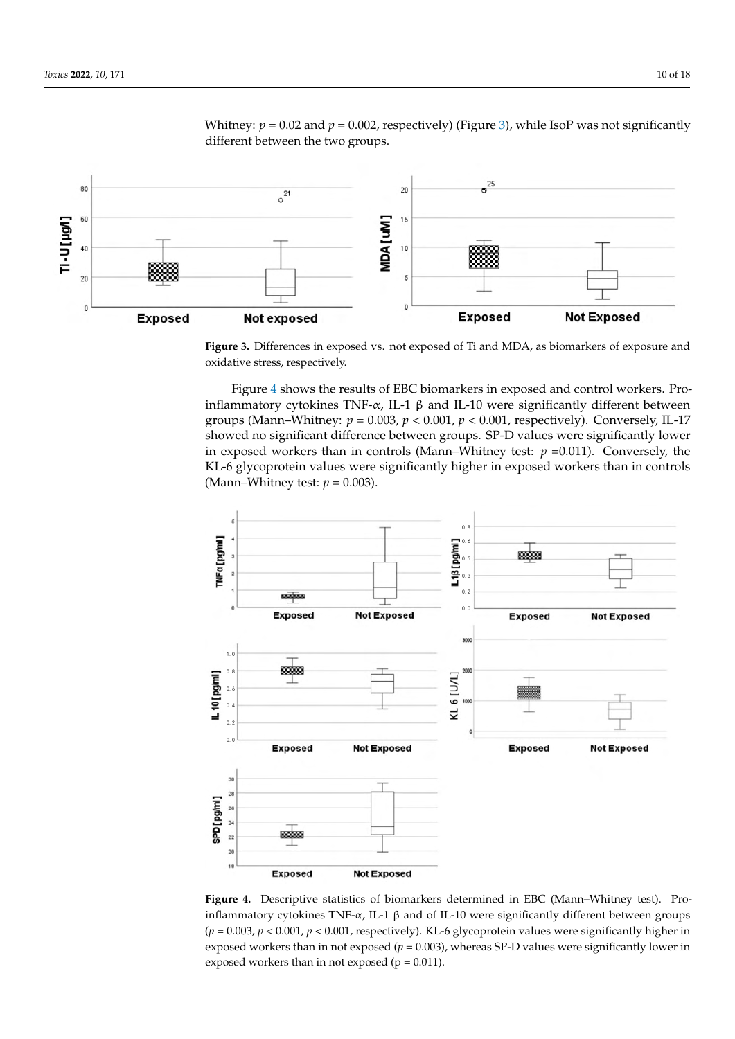Whitney: $p = 0.02$ and $p = 0.002$, respectively) (Figure 3), while IsoP was not significantly different between the two groups.

Ti-U [µg/l]
80
60
40
20
0
21
Exposed
Not exposed

MDA [uM]
20
15
10
5
0
25
Exposed
Not Exposed

**Figure 3.** Differences in exposed vs. not exposed of Ti and MDA, as biomarkers of exposure and oxidative stress, respectively.

Figure 4 shows the results of EBC biomarkers in exposed and control workers. Pro-inflammatory cytokines TNF-α, IL-1 β and IL-10 were significantly different between groups (Mann–Whitney: $p = 0.003$, $p < 0.001$, $p < 0.001$, respectively). Conversely, IL-17 showed no significant difference between groups. SP-D values were significantly lower in exposed workers than in controls (Mann–Whitney test: $p = 0.011$). Conversely, the KL-6 glycoprotein values were significantly higher in exposed workers than in controls (Mann–Whitney test: $p = 0.003$).

TNFα [pg/ml]
5
4
3
2
1
0
Exposed
Not Exposed

IL1β [pg/ml]
0.8
0.6
0.5
0.3
0.2
0.0
Exposed
Not Exposed

IL 10 [pg/ml]
1.0
0.8
0.6
0.4
0.2
0.0
Exposed
Not Exposed

KL 6 [U/L]
3000
2000
1000
0
Exposed
Not Exposed

SPD [pg/ml]
30
28
26
24
22
20
18
Exposed
Not Exposed

**Figure 4.** Descriptive statistics of biomarkers determined in EBC (Mann–Whitney test). Pro-inflammatory cytokines TNF-α, IL-1 β and of IL-10 were significantly different between groups ($p = 0.003$, $p < 0.001$, $p < 0.001$, respectively). KL-6 glycoprotein values were significantly higher in exposed workers than in not exposed ($p = 0.003$), whereas SP-D values were significantly lower in exposed workers than in not exposed ($p = 0.011$).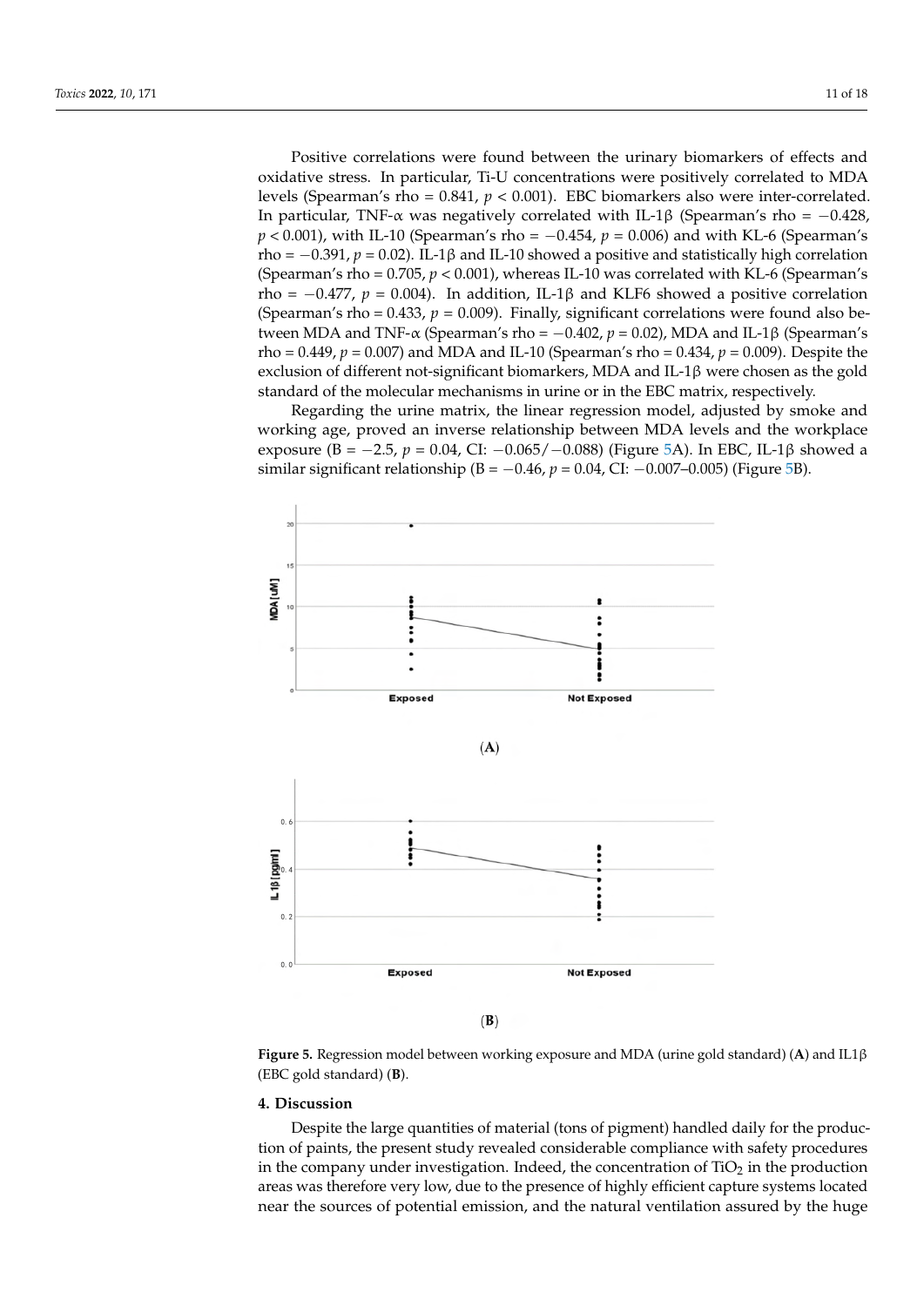Positive correlations were found between the urinary biomarkers of effects and oxidative stress. In particular, Ti-U concentrations were positively correlated to MDA levels (Spearman's rho = 0.841, $p < 0.001$). EBC biomarkers also were inter-correlated. In particular, TNF-α was negatively correlated with IL-1β (Spearman's rho = −0.428, $p < 0.001$), with IL-10 (Spearman's rho = −0.454, $p = 0.006$) and with KL-6 (Spearman's rho = −0.391, $p = 0.02$). IL-1β and IL-10 showed a positive and statistically high correlation (Spearman's rho = 0.705, $p < 0.001$), whereas IL-10 was correlated with KL-6 (Spearman's rho = −0.477, $p = 0.004$). In addition, IL-1β and KLF6 showed a positive correlation (Spearman's rho = 0.433, $p = 0.009$). Finally, significant correlations were found also between MDA and TNF-α (Spearman's rho = −0.402, $p = 0.02$), MDA and IL-1β (Spearman's rho = 0.449, $p = 0.007$) and MDA and IL-10 (Spearman's rho = 0.434, $p = 0.009$). Despite the exclusion of different not-significant biomarkers, MDA and IL-1β were chosen as the gold standard of the molecular mechanisms in urine or in the EBC matrix, respectively.

Regarding the urine matrix, the linear regression model, adjusted by smoke and working age, proved an inverse relationship between MDA levels and the workplace exposure (B = −2.5, $p = 0.04$, CI: −0.065/−0.088) (Figure 5A). In EBC, IL-1β showed a similar significant relationship (B = −0.46, $p = 0.04$, CI: −0.007–0.005) (Figure 5B).

MDA [uM]
20
15
10
5
0
Exposed
Not Exposed

(**A**)

IL 1β [pg/ml]
0.6
0.4
0.2
0.0
Exposed
Not Exposed

(**B**)

**Figure 5.** Regression model between working exposure and MDA (urine gold standard) (**A**) and IL1β (EBC gold standard) (**B**).

## 4. Discussion

Despite the large quantities of material (tons of pigment) handled daily for the production of paints, the present study revealed considerable compliance with safety procedures in the company under investigation. Indeed, the concentration of $TiO_2$ in the production areas was therefore very low, due to the presence of highly efficient capture systems located near the sources of potential emission, and the natural ventilation assured by the huge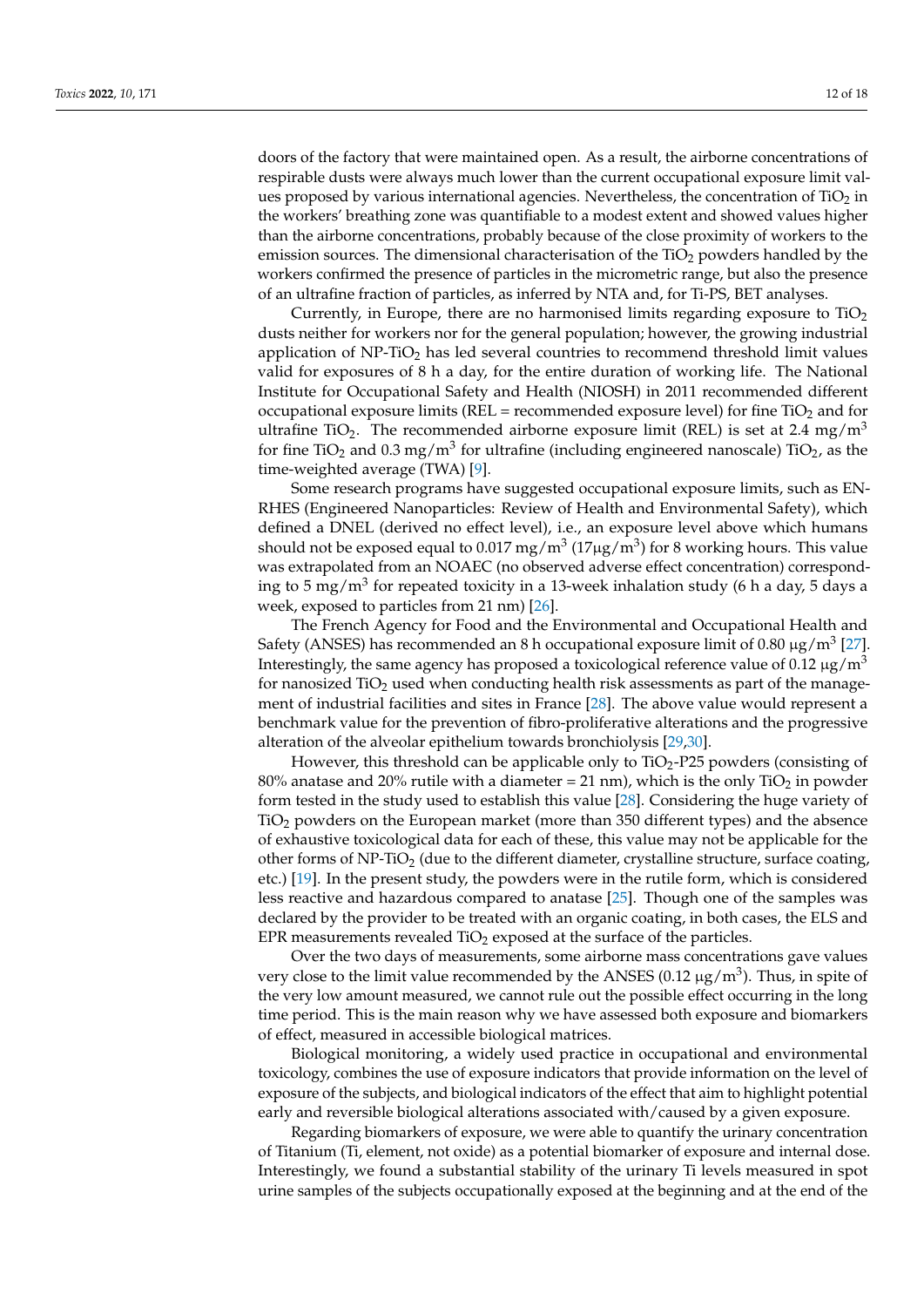doors of the factory that were maintained open. As a result, the airborne concentrations of respirable dusts were always much lower than the current occupational exposure limit values proposed by various international agencies. Nevertheless, the concentration of $TiO_2$ in the workers' breathing zone was quantifiable to a modest extent and showed values higher than the airborne concentrations, probably because of the close proximity of workers to the emission sources. The dimensional characterisation of the $TiO_2$ powders handled by the workers confirmed the presence of particles in the micrometric range, but also the presence of an ultrafine fraction of particles, as inferred by NTA and, for Ti-PS, BET analyses.

Currently, in Europe, there are no harmonised limits regarding exposure to $TiO_2$ dusts neither for workers nor for the general population; however, the growing industrial application of NP-$TiO_2$ has led several countries to recommend threshold limit values valid for exposures of 8 h a day, for the entire duration of working life. The National Institute for Occupational Safety and Health (NIOSH) in 2011 recommended different occupational exposure limits (REL = recommended exposure level) for fine $TiO_2$ and for ultrafine $TiO_2$. The recommended airborne exposure limit (REL) is set at 2.4 mg/m$^3$ for fine $TiO_2$ and 0.3 mg/m$^3$ for ultrafine (including engineered nanoscale) $TiO_2$, as the time-weighted average (TWA) [9].

Some research programs have suggested occupational exposure limits, such as ENRHES (Engineered Nanoparticles: Review of Health and Environmental Safety), which defined a DNEL (derived no effect level), i.e., an exposure level above which humans should not be exposed equal to 0.017 mg/m$^3$ (17μg/m$^3$) for 8 working hours. This value was extrapolated from an NOAEC (no observed adverse effect concentration) corresponding to 5 mg/m$^3$ for repeated toxicity in a 13-week inhalation study (6 h a day, 5 days a week, exposed to particles from 21 nm) [26].

The French Agency for Food and the Environmental and Occupational Health and Safety (ANSES) has recommended an 8 h occupational exposure limit of 0.80 μg/m$^3$ [27]. Interestingly, the same agency has proposed a toxicological reference value of 0.12 μg/m$^3$ for nanosized $TiO_2$ used when conducting health risk assessments as part of the management of industrial facilities and sites in France [28]. The above value would represent a benchmark value for the prevention of fibro-proliferative alterations and the progressive alteration of the alveolar epithelium towards bronchiolysis [29,30].

However, this threshold can be applicable only to $TiO_2$-P25 powders (consisting of 80% anatase and 20% rutile with a diameter = 21 nm), which is the only $TiO_2$ in powder form tested in the study used to establish this value [28]. Considering the huge variety of $TiO_2$ powders on the European market (more than 350 different types) and the absence of exhaustive toxicological data for each of these, this value may not be applicable for the other forms of NP-$TiO_2$ (due to the different diameter, crystalline structure, surface coating, etc.) [19]. In the present study, the powders were in the rutile form, which is considered less reactive and hazardous compared to anatase [25]. Though one of the samples was declared by the provider to be treated with an organic coating, in both cases, the ELS and EPR measurements revealed $TiO_2$ exposed at the surface of the particles.

Over the two days of measurements, some airborne mass concentrations gave values very close to the limit value recommended by the ANSES (0.12 μg/m$^3$). Thus, in spite of the very low amount measured, we cannot rule out the possible effect occurring in the long time period. This is the main reason why we have assessed both exposure and biomarkers of effect, measured in accessible biological matrices.

Biological monitoring, a widely used practice in occupational and environmental toxicology, combines the use of exposure indicators that provide information on the level of exposure of the subjects, and biological indicators of the effect that aim to highlight potential early and reversible biological alterations associated with/caused by a given exposure.

Regarding biomarkers of exposure, we were able to quantify the urinary concentration of Titanium (Ti, element, not oxide) as a potential biomarker of exposure and internal dose. Interestingly, we found a substantial stability of the urinary Ti levels measured in spot urine samples of the subjects occupationally exposed at the beginning and at the end of the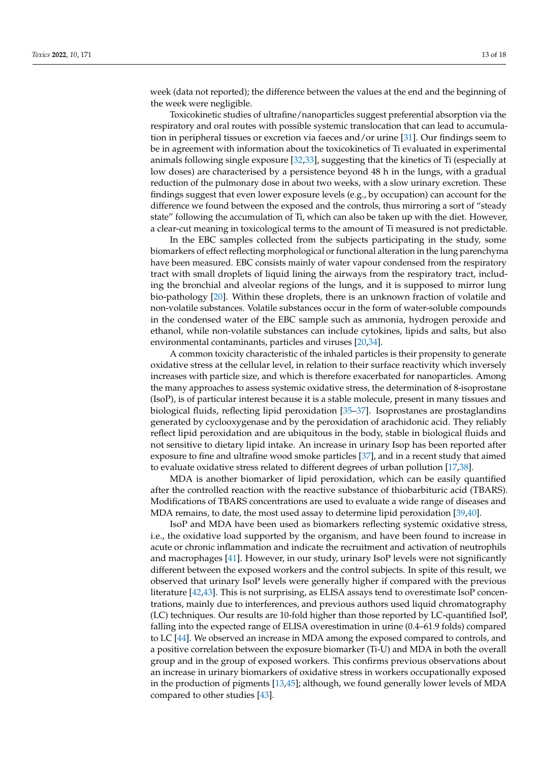week (data not reported); the difference between the values at the end and the beginning of the week were negligible.

Toxicokinetic studies of ultrafine/nanoparticles suggest preferential absorption via the respiratory and oral routes with possible systemic translocation that can lead to accumulation in peripheral tissues or excretion via faeces and/or urine [31]. Our findings seem to be in agreement with information about the toxicokinetics of Ti evaluated in experimental animals following single exposure [32,33], suggesting that the kinetics of Ti (especially at low doses) are characterised by a persistence beyond 48 h in the lungs, with a gradual reduction of the pulmonary dose in about two weeks, with a slow urinary excretion. These findings suggest that even lower exposure levels (e.g., by occupation) can account for the difference we found between the exposed and the controls, thus mirroring a sort of "steady state" following the accumulation of Ti, which can also be taken up with the diet. However, a clear-cut meaning in toxicological terms to the amount of Ti measured is not predictable.

In the EBC samples collected from the subjects participating in the study, some biomarkers of effect reflecting morphological or functional alteration in the lung parenchyma have been measured. EBC consists mainly of water vapour condensed from the respiratory tract with small droplets of liquid lining the airways from the respiratory tract, including the bronchial and alveolar regions of the lungs, and it is supposed to mirror lung bio-pathology [20]. Within these droplets, there is an unknown fraction of volatile and non-volatile substances. Volatile substances occur in the form of water-soluble compounds in the condensed water of the EBC sample such as ammonia, hydrogen peroxide and ethanol, while non-volatile substances can include cytokines, lipids and salts, but also environmental contaminants, particles and viruses [20,34].

A common toxicity characteristic of the inhaled particles is their propensity to generate oxidative stress at the cellular level, in relation to their surface reactivity which inversely increases with particle size, and which is therefore exacerbated for nanoparticles. Among the many approaches to assess systemic oxidative stress, the determination of 8-isoprostane (IsoP), is of particular interest because it is a stable molecule, present in many tissues and biological fluids, reflecting lipid peroxidation [35–37]. Isoprostanes are prostaglandins generated by cyclooxygenase and by the peroxidation of arachidonic acid. They reliably reflect lipid peroxidation and are ubiquitous in the body, stable in biological fluids and not sensitive to dietary lipid intake. An increase in urinary Isop has been reported after exposure to fine and ultrafine wood smoke particles [37], and in a recent study that aimed to evaluate oxidative stress related to different degrees of urban pollution [17,38].

MDA is another biomarker of lipid peroxidation, which can be easily quantified after the controlled reaction with the reactive substance of thiobarbituric acid (TBARS). Modifications of TBARS concentrations are used to evaluate a wide range of diseases and MDA remains, to date, the most used assay to determine lipid peroxidation [39,40].

IsoP and MDA have been used as biomarkers reflecting systemic oxidative stress, i.e., the oxidative load supported by the organism, and have been found to increase in acute or chronic inflammation and indicate the recruitment and activation of neutrophils and macrophages [41]. However, in our study, urinary IsoP levels were not significantly different between the exposed workers and the control subjects. In spite of this result, we observed that urinary IsoP levels were generally higher if compared with the previous literature [42,43]. This is not surprising, as ELISA assays tend to overestimate IsoP concentrations, mainly due to interferences, and previous authors used liquid chromatography (LC) techniques. Our results are 10-fold higher than those reported by LC-quantified IsoP, falling into the expected range of ELISA overestimation in urine (0.4–61.9 folds) compared to LC [44]. We observed an increase in MDA among the exposed compared to controls, and a positive correlation between the exposure biomarker (Ti-U) and MDA in both the overall group and in the group of exposed workers. This confirms previous observations about an increase in urinary biomarkers of oxidative stress in workers occupationally exposed in the production of pigments [13,45]; although, we found generally lower levels of MDA compared to other studies [43].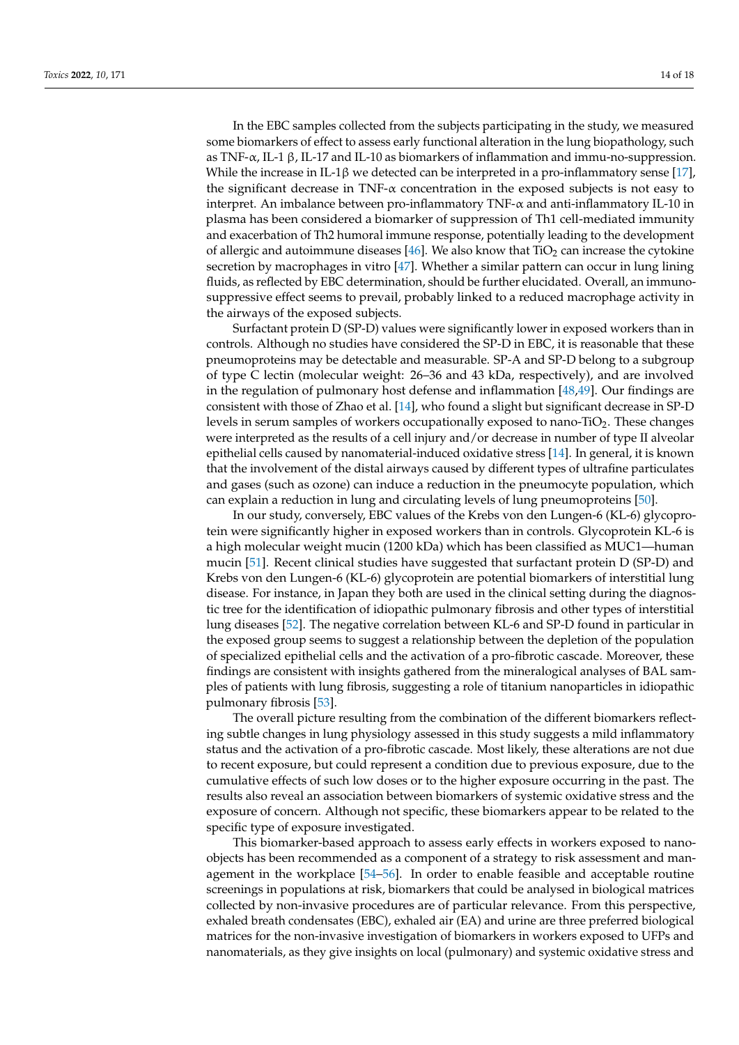In the EBC samples collected from the subjects participating in the study, we measured some biomarkers of effect to assess early functional alteration in the lung biopathology, such as TNF-α, IL-1 β, IL-17 and IL-10 as biomarkers of inflammation and immu-no-suppression. While the increase in IL-1β we detected can be interpreted in a pro-inflammatory sense [17], the significant decrease in TNF-α concentration in the exposed subjects is not easy to interpret. An imbalance between pro-inflammatory TNF-α and anti-inflammatory IL-10 in plasma has been considered a biomarker of suppression of Th1 cell-mediated immunity and exacerbation of Th2 humoral immune response, potentially leading to the development of allergic and autoimmune diseases [46]. We also know that $TiO_2$ can increase the cytokine secretion by macrophages in vitro [47]. Whether a similar pattern can occur in lung lining fluids, as reflected by EBC determination, should be further elucidated. Overall, an immunosuppressive effect seems to prevail, probably linked to a reduced macrophage activity in the airways of the exposed subjects.

Surfactant protein D (SP-D) values were significantly lower in exposed workers than in controls. Although no studies have considered the SP-D in EBC, it is reasonable that these pneumoproteins may be detectable and measurable. SP-A and SP-D belong to a subgroup of type C lectin (molecular weight: 26–36 and 43 kDa, respectively), and are involved in the regulation of pulmonary host defense and inflammation [48,49]. Our findings are consistent with those of Zhao et al. [14], who found a slight but significant decrease in SP-D levels in serum samples of workers occupationally exposed to nano-$TiO_2$. These changes were interpreted as the results of a cell injury and/or decrease in number of type II alveolar epithelial cells caused by nanomaterial-induced oxidative stress [14]. In general, it is known that the involvement of the distal airways caused by different types of ultrafine particulates and gases (such as ozone) can induce a reduction in the pneumocyte population, which can explain a reduction in lung and circulating levels of lung pneumoproteins [50].

In our study, conversely, EBC values of the Krebs von den Lungen-6 (KL-6) glycoprotein were significantly higher in exposed workers than in controls. Glycoprotein KL-6 is a high molecular weight mucin (1200 kDa) which has been classified as MUC1—human mucin [51]. Recent clinical studies have suggested that surfactant protein D (SP-D) and Krebs von den Lungen-6 (KL-6) glycoprotein are potential biomarkers of interstitial lung disease. For instance, in Japan they both are used in the clinical setting during the diagnostic tree for the identification of idiopathic pulmonary fibrosis and other types of interstitial lung diseases [52]. The negative correlation between KL-6 and SP-D found in particular in the exposed group seems to suggest a relationship between the depletion of the population of specialized epithelial cells and the activation of a pro-fibrotic cascade. Moreover, these findings are consistent with insights gathered from the mineralogical analyses of BAL samples of patients with lung fibrosis, suggesting a role of titanium nanoparticles in idiopathic pulmonary fibrosis [53].

The overall picture resulting from the combination of the different biomarkers reflecting subtle changes in lung physiology assessed in this study suggests a mild inflammatory status and the activation of a pro-fibrotic cascade. Most likely, these alterations are not due to recent exposure, but could represent a condition due to previous exposure, due to the cumulative effects of such low doses or to the higher exposure occurring in the past. The results also reveal an association between biomarkers of systemic oxidative stress and the exposure of concern. Although not specific, these biomarkers appear to be related to the specific type of exposure investigated.

This biomarker-based approach to assess early effects in workers exposed to nano-objects has been recommended as a component of a strategy to risk assessment and management in the workplace [54–56]. In order to enable feasible and acceptable routine screenings in populations at risk, biomarkers that could be analysed in biological matrices collected by non-invasive procedures are of particular relevance. From this perspective, exhaled breath condensates (EBC), exhaled air (EA) and urine are three preferred biological matrices for the non-invasive investigation of biomarkers in workers exposed to UFPs and nanomaterials, as they give insights on local (pulmonary) and systemic oxidative stress and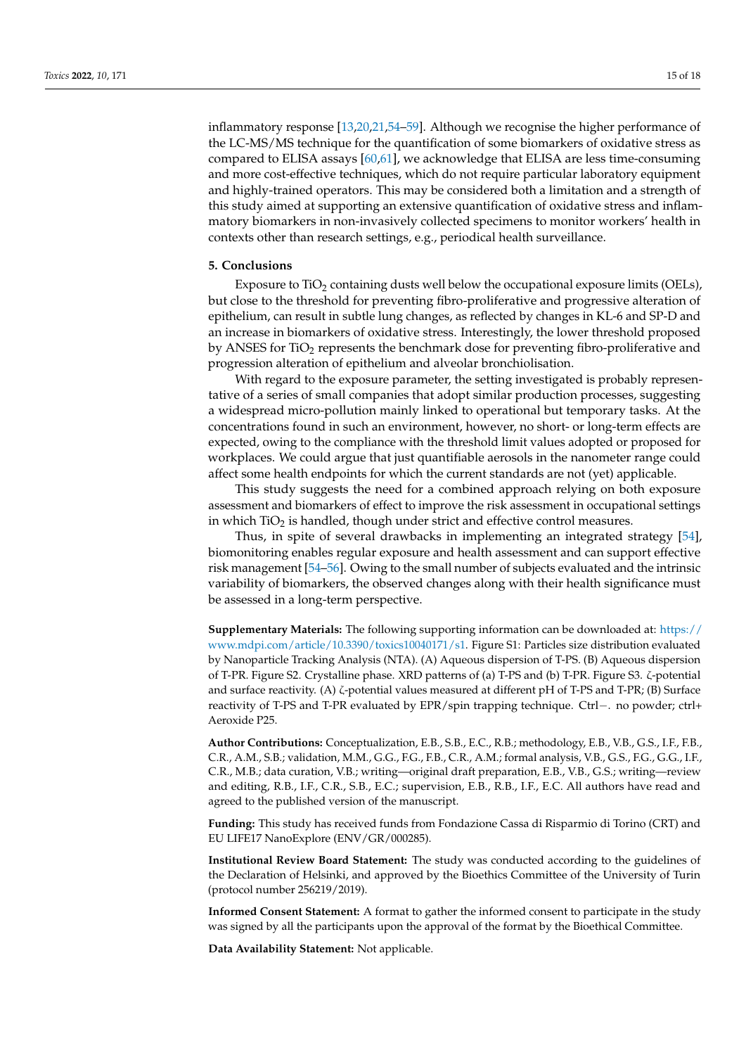inflammatory response [13,20,21,54–59]. Although we recognise the higher performance of the LC-MS/MS technique for the quantification of some biomarkers of oxidative stress as compared to ELISA assays [60,61], we acknowledge that ELISA are less time-consuming and more cost-effective techniques, which do not require particular laboratory equipment and highly-trained operators. This may be considered both a limitation and a strength of this study aimed at supporting an extensive quantification of oxidative stress and inflammatory biomarkers in non-invasively collected specimens to monitor workers' health in contexts other than research settings, e.g., periodical health surveillance.

## 5. Conclusions

Exposure to $TiO_2$ containing dusts well below the occupational exposure limits (OELs), but close to the threshold for preventing fibro-proliferative and progressive alteration of epithelium, can result in subtle lung changes, as reflected by changes in KL-6 and SP-D and an increase in biomarkers of oxidative stress. Interestingly, the lower threshold proposed by ANSES for $TiO_2$ represents the benchmark dose for preventing fibro-proliferative and progression alteration of epithelium and alveolar bronchiolisation.

With regard to the exposure parameter, the setting investigated is probably representative of a series of small companies that adopt similar production processes, suggesting a widespread micro-pollution mainly linked to operational but temporary tasks. At the concentrations found in such an environment, however, no short- or long-term effects are expected, owing to the compliance with the threshold limit values adopted or proposed for workplaces. We could argue that just quantifiable aerosols in the nanometer range could affect some health endpoints for which the current standards are not (yet) applicable.

This study suggests the need for a combined approach relying on both exposure assessment and biomarkers of effect to improve the risk assessment in occupational settings in which $TiO_2$ is handled, though under strict and effective control measures.

Thus, in spite of several drawbacks in implementing an integrated strategy [54], biomonitoring enables regular exposure and health assessment and can support effective risk management [54–56]. Owing to the small number of subjects evaluated and the intrinsic variability of biomarkers, the observed changes along with their health significance must be assessed in a long-term perspective.

**Supplementary Materials:** The following supporting information can be downloaded at: https://www.mdpi.com/article/10.3390/toxics10040171/s1. Figure S1: Particles size distribution evaluated by Nanoparticle Tracking Analysis (NTA). (A) Aqueous dispersion of T-PS. (B) Aqueous dispersion of T-PR. Figure S2. Crystalline phase. XRD patterns of (a) T-PS and (b) T-PR. Figure S3. ζ-potential and surface reactivity. (A) ζ-potential values measured at different pH of T-PS and T-PR; (B) Surface reactivity of T-PS and T-PR evaluated by EPR/spin trapping technique. Ctrl−. no powder; ctrl+ Aeroxide P25.

**Author Contributions:** Conceptualization, E.B., S.B., E.C., R.B.; methodology, E.B., V.B., G.S., I.F., F.B., C.R., A.M., S.B.; validation, M.M., G.G., F.G., F.B., C.R., A.M.; formal analysis, V.B., G.S., F.G., G.G., I.F., C.R., M.B.; data curation, V.B.; writing—original draft preparation, E.B., V.B., G.S.; writing—review and editing, R.B., I.F., C.R., S.B., E.C.; supervision, E.B., R.B., I.F., E.C. All authors have read and agreed to the published version of the manuscript.

**Funding:** This study has received funds from Fondazione Cassa di Risparmio di Torino (CRT) and EU LIFE17 NanoExplore (ENV/GR/000285).

**Institutional Review Board Statement:** The study was conducted according to the guidelines of the Declaration of Helsinki, and approved by the Bioethics Committee of the University of Turin (protocol number 256219/2019).

**Informed Consent Statement:** A format to gather the informed consent to participate in the study was signed by all the participants upon the approval of the format by the Bioethical Committee.

**Data Availability Statement:** Not applicable.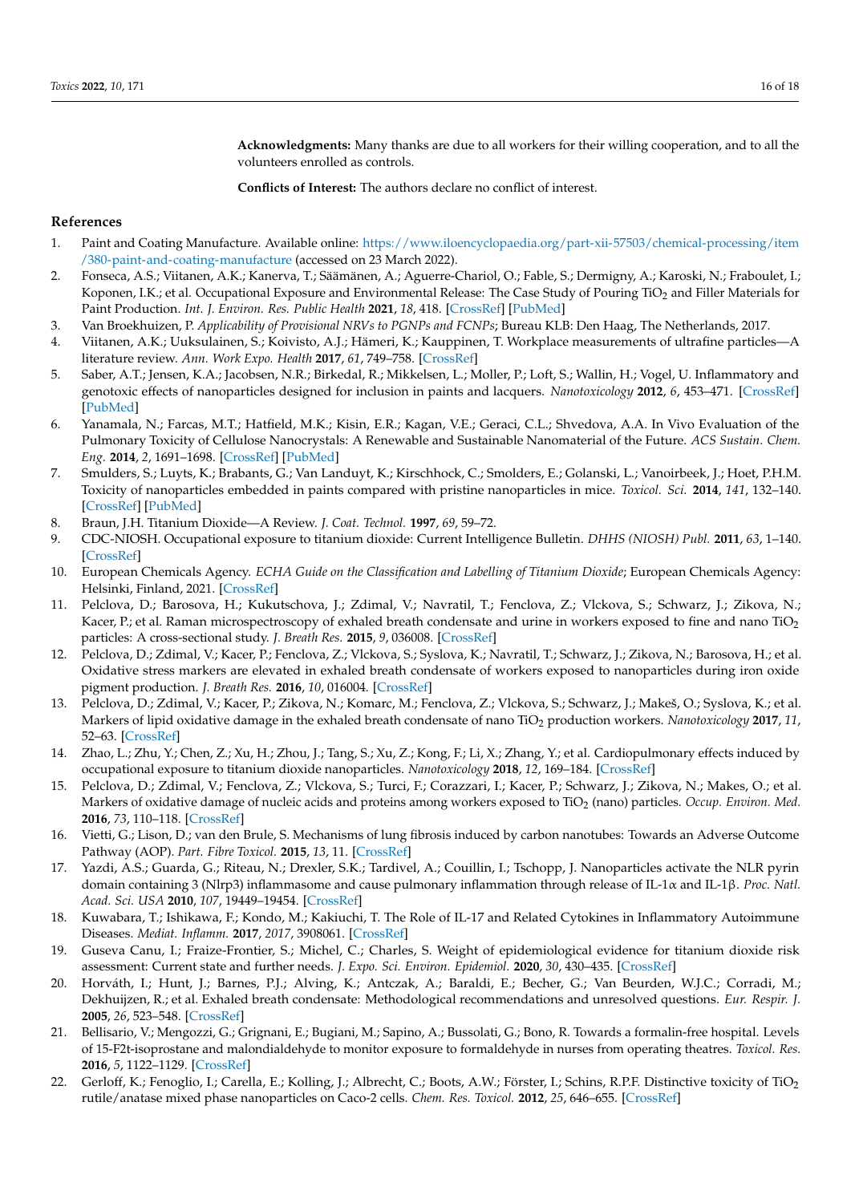**Acknowledgments:** Many thanks are due to all workers for their willing cooperation, and to all the volunteers enrolled as controls.

**Conflicts of Interest:** The authors declare no conflict of interest.

## References

1. Paint and Coating Manufacture. Available online: https://www.iloencyclopaedia.org/part-xii-57503/chemical-processing/item/380-paint-and-coating-manufacture (accessed on 23 March 2022).
2. Fonseca, A.S.; Viitanen, A.K.; Kanerva, T.; Säämänen, A.; Aguerre-Chariol, O.; Fable, S.; Dermigny, A.; Karoski, N.; Fraboulet, I.; Koponen, I.K.; et al. Occupational Exposure and Environmental Release: The Case Study of Pouring $TiO_2$ and Filler Materials for Paint Production. *Int. J. Environ. Res. Public Health* **2021**, *18*, 418. [CrossRef] [PubMed]
3. Van Broekhuizen, P. *Applicability of Provisional NRVs to PGNPs and FCNPs*; Bureau KLB: Den Haag, The Netherlands, 2017.
4. Viitanen, A.K.; Uuksulainen, S.; Koivisto, A.J.; Hämeri, K.; Kauppinen, T. Workplace measurements of ultrafine particles—A literature review. *Ann. Work Expo. Health* **2017**, *61*, 749–758. [CrossRef]
5. Saber, A.T.; Jensen, K.A.; Jacobsen, N.R.; Birkedal, R.; Mikkelsen, L.; Moller, P.; Loft, S.; Wallin, H.; Vogel, U. Inflammatory and genotoxic effects of nanoparticles designed for inclusion in paints and lacquers. *Nanotoxicology* **2012**, *6*, 453–471. [CrossRef] [PubMed]
6. Yanamala, N.; Farcas, M.T.; Hatfield, M.K.; Kisin, E.R.; Kagan, V.E.; Geraci, C.L.; Shvedova, A.A. In Vivo Evaluation of the Pulmonary Toxicity of Cellulose Nanocrystals: A Renewable and Sustainable Nanomaterial of the Future. *ACS Sustain. Chem. Eng.* **2014**, *2*, 1691–1698. [CrossRef] [PubMed]
7. Smulders, S.; Luyts, K.; Brabants, G.; Van Landuyt, K.; Kirschhock, C.; Smolders, E.; Golanski, L.; Vanoirbeek, J.; Hoet, P.H.M. Toxicity of nanoparticles embedded in paints compared with pristine nanoparticles in mice. *Toxicol. Sci.* **2014**, *141*, 132–140. [CrossRef] [PubMed]
8. Braun, J.H. Titanium Dioxide—A Review. *J. Coat. Technol.* **1997**, *69*, 59–72.
9. CDC-NIOSH. Occupational exposure to titanium dioxide: Current Intelligence Bulletin. *DHHS (NIOSH) Publ.* **2011**, *63*, 1–140. [CrossRef]
10. European Chemicals Agency. *ECHA Guide on the Classification and Labelling of Titanium Dioxide*; European Chemicals Agency: Helsinki, Finland, 2021. [CrossRef]
11. Pelclova, D.; Barosova, H.; Kukutschova, J.; Zdimal, V.; Navratil, T.; Fenclova, Z.; Vlckova, S.; Schwarz, J.; Zikova, N.; Kacer, P.; et al. Raman microspectroscopy of exhaled breath condensate and urine in workers exposed to fine and nano $TiO_2$ particles: A cross-sectional study. *J. Breath Res.* **2015**, *9*, 036008. [CrossRef]
12. Pelclova, D.; Zdimal, V.; Kacer, P.; Fenclova, Z.; Vlckova, S.; Syslova, K.; Navratil, T.; Schwarz, J.; Zikova, N.; Barosova, H.; et al. Oxidative stress markers are elevated in exhaled breath condensate of workers exposed to nanoparticles during iron oxide pigment production. *J. Breath Res.* **2016**, *10*, 016004. [CrossRef]
13. Pelclova, D.; Zdimal, V.; Kacer, P.; Zikova, N.; Komarc, M.; Fenclova, Z.; Vlckova, S.; Schwarz, J.; Makeš, O.; Syslova, K.; et al. Markers of lipid oxidative damage in the exhaled breath condensate of nano $TiO_2$ production workers. *Nanotoxicology* **2017**, *11*, 52–63. [CrossRef]
14. Zhao, L.; Zhu, Y.; Chen, Z.; Xu, H.; Zhou, J.; Tang, S.; Xu, Z.; Kong, F.; Li, X.; Zhang, Y.; et al. Cardiopulmonary effects induced by occupational exposure to titanium dioxide nanoparticles. *Nanotoxicology* **2018**, *12*, 169–184. [CrossRef]
15. Pelclova, D.; Zdimal, V.; Fenclova, Z.; Vlckova, S.; Turci, F.; Corazzari, I.; Kacer, P.; Schwarz, J.; Zikova, N.; Makes, O.; et al. Markers of oxidative damage of nucleic acids and proteins among workers exposed to $TiO_2$ (nano) particles. *Occup. Environ. Med.* **2016**, *73*, 110–118. [CrossRef]
16. Vietti, G.; Lison, D.; van den Brule, S. Mechanisms of lung fibrosis induced by carbon nanotubes: Towards an Adverse Outcome Pathway (AOP). *Part. Fibre Toxicol.* **2015**, *13*, 11. [CrossRef]
17. Yazdi, A.S.; Guarda, G.; Riteau, N.; Drexler, S.K.; Tardivel, A.; Couillin, I.; Tschopp, J. Nanoparticles activate the NLR pyrin domain containing 3 (Nlrp3) inflammasome and cause pulmonary inflammation through release of IL-1α and IL-1β. *Proc. Natl. Acad. Sci. USA* **2010**, *107*, 19449–19454. [CrossRef]
18. Kuwabara, T.; Ishikawa, F.; Kondo, M.; Kakiuchi, T. The Role of IL-17 and Related Cytokines in Inflammatory Autoimmune Diseases. *Mediat. Inflamm.* **2017**, *2017*, 3908061. [CrossRef]
19. Guseva Canu, I.; Fraize-Frontier, S.; Michel, C.; Charles, S. Weight of epidemiological evidence for titanium dioxide risk assessment: Current state and further needs. *J. Expo. Sci. Environ. Epidemiol.* **2020**, *30*, 430–435. [CrossRef]
20. Horváth, I.; Hunt, J.; Barnes, P.J.; Alving, K.; Antczak, A.; Baraldi, E.; Becher, G.; Van Beurden, W.J.C.; Corradi, M.; Dekhuijzen, R.; et al. Exhaled breath condensate: Methodological recommendations and unresolved questions. *Eur. Respir. J.* **2005**, *26*, 523–548. [CrossRef]
21. Bellisario, V.; Mengozzi, G.; Grignani, E.; Bugiani, M.; Sapino, A.; Bussolati, G.; Bono, R. Towards a formalin-free hospital. Levels of 15-F2t-isoprostane and malondialdehyde to monitor exposure to formaldehyde in nurses from operating theatres. *Toxicol. Res.* **2016**, *5*, 1122–1129. [CrossRef]
22. Gerloff, K.; Fenoglio, I.; Carella, E.; Kolling, J.; Albrecht, C.; Boots, A.W.; Förster, I.; Schins, R.P.F. Distinctive toxicity of $TiO_2$ rutile/anatase mixed phase nanoparticles on Caco-2 cells. *Chem. Res. Toxicol.* **2012**, *25*, 646–655. [CrossRef]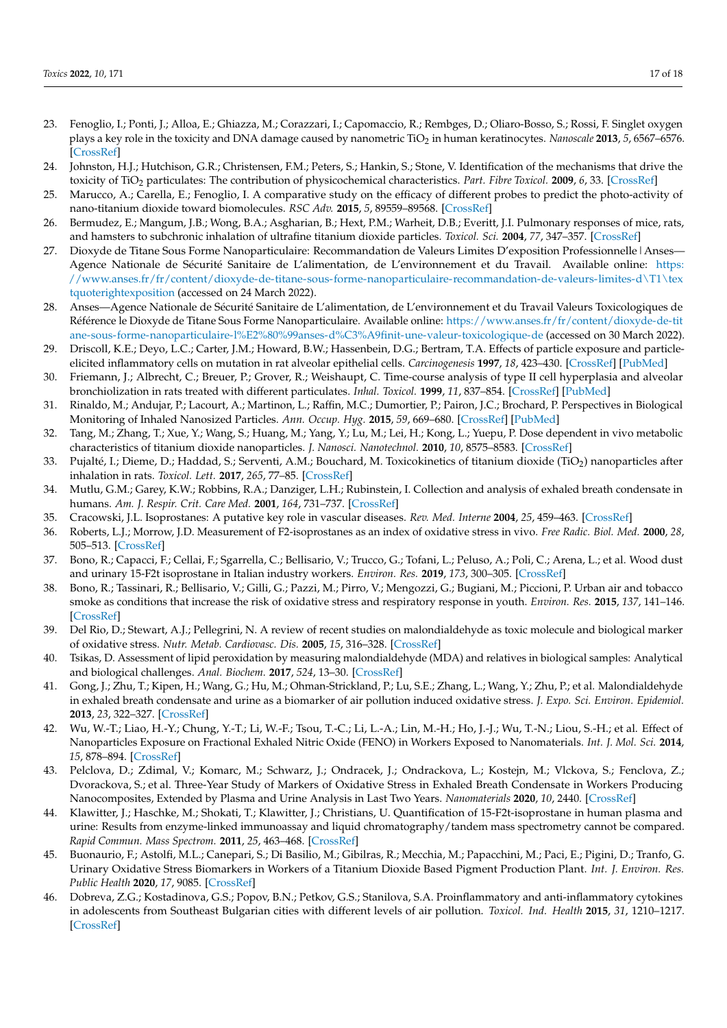23. Fenoglio, I.; Ponti, J.; Alloa, E.; Ghiazza, M.; Corazzari, I.; Capomaccio, R.; Rembges, D.; Oliaro-Bosso, S.; Rossi, F. Singlet oxygen plays a key role in the toxicity and DNA damage caused by nanometric $TiO_2$ in human keratinocytes. *Nanoscale* **2013**, *5*, 6567–6576. [CrossRef]
24. Johnston, H.J.; Hutchison, G.R.; Christensen, F.M.; Peters, S.; Hankin, S.; Stone, V. Identification of the mechanisms that drive the toxicity of $TiO_2$ particulates: The contribution of physicochemical characteristics. *Part. Fibre Toxicol.* **2009**, *6*, 33. [CrossRef]
25. Marucco, A.; Carella, E.; Fenoglio, I. A comparative study on the efficacy of different probes to predict the photo-activity of nano-titanium dioxide toward biomolecules. *RSC Adv.* **2015**, *5*, 89559–89568. [CrossRef]
26. Bermudez, E.; Mangum, J.B.; Wong, B.A.; Asgharian, B.; Hext, P.M.; Warheit, D.B.; Everitt, J.I. Pulmonary responses of mice, rats, and hamsters to subchronic inhalation of ultrafine titanium dioxide particles. *Toxicol. Sci.* **2004**, *77*, 347–357. [CrossRef]
27. Dioxyde de Titane Sous Forme Nanoparticulaire: Recommandation de Valeurs Limites D'exposition Professionnelle | Anses—Agence Nationale de Sécurité Sanitaire de L'alimentation, de L'environnement et du Travail. Available online: https://www.anses.fr/fr/content/dioxyde-de-titane-sous-forme-nanoparticulaire-recommandation-de-valeurs-limites-d\T1\textquoterightexposition (accessed on 24 March 2022).
28. Anses—Agence Nationale de Sécurité Sanitaire de L'alimentation, de L'environnement et du Travail Valeurs Toxicologiques de Référence le Dioxyde de Titane Sous Forme Nanoparticulaire. Available online: https://www.anses.fr/fr/content/dioxyde-de-titane-sous-forme-nanoparticulaire-l%E2%80%99anses-d%C3%A9finit-une-valeur-toxicologique-de (accessed on 30 March 2022).
29. Driscoll, K.E.; Deyo, L.C.; Carter, J.M.; Howard, B.W.; Hassenbein, D.G.; Bertram, T.A. Effects of particle exposure and particle-elicited inflammatory cells on mutation in rat alveolar epithelial cells. *Carcinogenesis* **1997**, *18*, 423–430. [CrossRef] [PubMed]
30. Friemann, J.; Albrecht, C.; Breuer, P.; Grover, R.; Weishaupt, C. Time-course analysis of type II cell hyperplasia and alveolar bronchiolization in rats treated with different particulates. *Inhal. Toxicol.* **1999**, *11*, 837–854. [CrossRef] [PubMed]
31. Rinaldo, M.; Andujar, P.; Lacourt, A.; Martinon, L.; Raffin, M.C.; Dumortier, P.; Pairon, J.C.; Brochard, P. Perspectives in Biological Monitoring of Inhaled Nanosized Particles. *Ann. Occup. Hyg.* **2015**, *59*, 669–680. [CrossRef] [PubMed]
32. Tang, M.; Zhang, T.; Xue, Y.; Wang, S.; Huang, M.; Yang, Y.; Lu, M.; Lei, H.; Kong, L.; Yuepu, P. Dose dependent in vivo metabolic characteristics of titanium dioxide nanoparticles. *J. Nanosci. Nanotechnol.* **2010**, *10*, 8575–8583. [CrossRef]
33. Pujalté, I.; Dieme, D.; Haddad, S.; Serventi, A.M.; Bouchard, M. Toxicokinetics of titanium dioxide ($TiO_2$) nanoparticles after inhalation in rats. *Toxicol. Lett.* **2017**, *265*, 77–85. [CrossRef]
34. Mutlu, G.M.; Garey, K.W.; Robbins, R.A.; Danziger, L.H.; Rubinstein, I. Collection and analysis of exhaled breath condensate in humans. *Am. J. Respir. Crit. Care Med.* **2001**, *164*, 731–737. [CrossRef]
35. Cracowski, J.L. Isoprostanes: A putative key role in vascular diseases. *Rev. Med. Interne* **2004**, *25*, 459–463. [CrossRef]
36. Roberts, L.J.; Morrow, J.D. Measurement of F2-isoprostanes as an index of oxidative stress in vivo. *Free Radic. Biol. Med.* **2000**, *28*, 505–513. [CrossRef]
37. Bono, R.; Capacci, F.; Cellai, F.; Sgarrella, C.; Bellisario, V.; Trucco, G.; Tofani, L.; Peluso, A.; Poli, C.; Arena, L.; et al. Wood dust and urinary 15-F2t isoprostane in Italian industry workers. *Environ. Res.* **2019**, *173*, 300–305. [CrossRef]
38. Bono, R.; Tassinari, R.; Bellisario, V.; Gilli, G.; Pazzi, M.; Pirro, V.; Mengozzi, G.; Bugiani, M.; Piccioni, P. Urban air and tobacco smoke as conditions that increase the risk of oxidative stress and respiratory response in youth. *Environ. Res.* **2015**, *137*, 141–146. [CrossRef]
39. Del Rio, D.; Stewart, A.J.; Pellegrini, N. A review of recent studies on malondialdehyde as toxic molecule and biological marker of oxidative stress. *Nutr. Metab. Cardiovasc. Dis.* **2005**, *15*, 316–328. [CrossRef]
40. Tsikas, D. Assessment of lipid peroxidation by measuring malondialdehyde (MDA) and relatives in biological samples: Analytical and biological challenges. *Anal. Biochem.* **2017**, *524*, 13–30. [CrossRef]
41. Gong, J.; Zhu, T.; Kipen, H.; Wang, G.; Hu, M.; Ohman-Strickland, P.; Lu, S.E.; Zhang, L.; Wang, Y.; Zhu, P.; et al. Malondialdehyde in exhaled breath condensate and urine as a biomarker of air pollution induced oxidative stress. *J. Expo. Sci. Environ. Epidemiol.* **2013**, *23*, 322–327. [CrossRef]
42. Wu, W.-T.; Liao, H.-Y.; Chung, Y.-T.; Li, W.-F.; Tsou, T.-C.; Li, L.-A.; Lin, M.-H.; Ho, J.-J.; Wu, T.-N.; Liou, S.-H.; et al. Effect of Nanoparticles Exposure on Fractional Exhaled Nitric Oxide (FENO) in Workers Exposed to Nanomaterials. *Int. J. Mol. Sci.* **2014**, *15*, 878–894. [CrossRef]
43. Pelclova, D.; Zdimal, V.; Komarc, M.; Schwarz, J.; Ondracek, J.; Ondrackova, L.; Kostejn, M.; Vlckova, S.; Fenclova, Z.; Dvorackova, S.; et al. Three-Year Study of Markers of Oxidative Stress in Exhaled Breath Condensate in Workers Producing Nanocomposites, Extended by Plasma and Urine Analysis in Last Two Years. *Nanomaterials* **2020**, *10*, 2440. [CrossRef]
44. Klawitter, J.; Haschke, M.; Shokati, T.; Klawitter, J.; Christians, U. Quantification of 15-F2t-isoprostane in human plasma and urine: Results from enzyme-linked immunoassay and liquid chromatography/tandem mass spectrometry cannot be compared. *Rapid Commun. Mass Spectrom.* **2011**, *25*, 463–468. [CrossRef]
45. Buonaurio, F.; Astolfi, M.L.; Canepari, S.; Di Basilio, M.; Gibilras, R.; Mecchia, M.; Papacchini, M.; Paci, E.; Pigini, D.; Tranfo, G. Urinary Oxidative Stress Biomarkers in Workers of a Titanium Dioxide Based Pigment Production Plant. *Int. J. Environ. Res. Public Health* **2020**, *17*, 9085. [CrossRef]
46. Dobreva, Z.G.; Kostadinova, G.S.; Popov, B.N.; Petkov, G.S.; Stanilova, S.A. Proinflammatory and anti-inflammatory cytokines in adolescents from Southeast Bulgarian cities with different levels of air pollution. *Toxicol. Ind. Health* **2015**, *31*, 1210–1217. [CrossRef]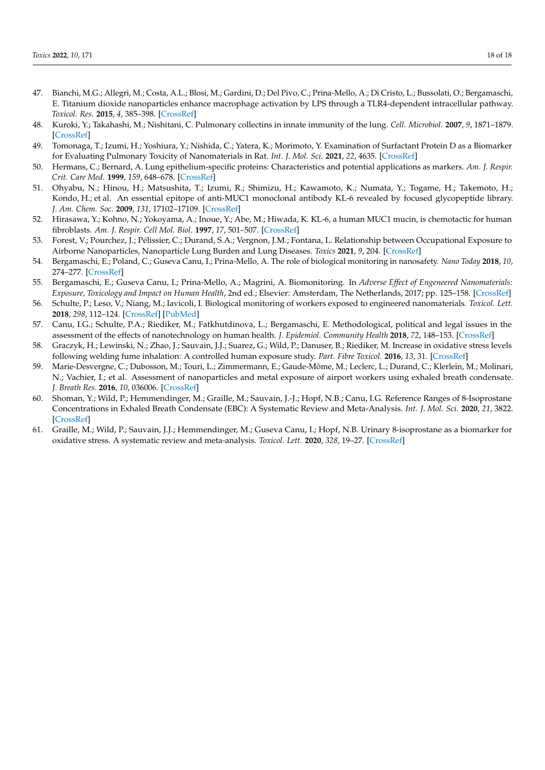47. Bianchi, M.G.; Allegri, M.; Costa, A.L.; Blosi, M.; Gardini, D.; Del Pivo, C.; Prina-Mello, A.; Di Cristo, L.; Bussolati, O.; Bergamaschi, E. Titanium dioxide nanoparticles enhance macrophage activation by LPS through a TLR4-dependent intracellular pathway. *Toxicol. Res.* **2015**, *4*, 385–398. [CrossRef]
48. Kuroki, Y.; Takahashi, M.; Nishitani, C. Pulmonary collectins in innate immunity of the lung. *Cell. Microbiol.* **2007**, *9*, 1871–1879. [CrossRef]
49. Tomonaga, T.; Izumi, H.; Yoshiura, Y.; Nishida, C.; Yatera, K.; Morimoto, Y. Examination of Surfactant Protein D as a Biomarker for Evaluating Pulmonary Toxicity of Nanomaterials in Rat. *Int. J. Mol. Sci.* **2021**, *22*, 4635. [CrossRef]
50. Hermans, C.; Bernard, A. Lung epithelium-specific proteins: Characteristics and potential applications as markers. *Am. J. Respir. Crit. Care Med.* **1999**, *159*, 648–678. [CrossRef]
51. Ohyabu, N.; Hinou, H.; Matsushita, T.; Izumi, R.; Shimizu, H.; Kawamoto, K.; Numata, Y.; Togame, H.; Takemoto, H.; Kondo, H.; et al. An essential epitope of anti-MUC1 monoclonal antibody KL-6 revealed by focused glycopeptide library. *J. Am. Chem. Soc.* **2009**, *131*, 17102–17109. [CrossRef]
52. Hirasawa, Y.; Kohno, N.; Yokoyama, A.; Inoue, Y.; Abe, M.; Hiwada, K. KL-6, a human MUC1 mucin, is chemotactic for human fibroblasts. *Am. J. Respir. Cell Mol. Biol.* **1997**, *17*, 501–507. [CrossRef]
53. Forest, V.; Pourchez, J.; Pélissier, C.; Durand, S.A.; Vergnon, J.M.; Fontana, L. Relationship between Occupational Exposure to Airborne Nanoparticles, Nanoparticle Lung Burden and Lung Diseases. *Toxics* **2021**, *9*, 204. [CrossRef]
54. Bergamaschi, E.; Poland, C.; Guseva Canu, I.; Prina-Mello, A. The role of biological monitoring in nanosafety. *Nano Today* **2018**, *10*, 274–277. [CrossRef]
55. Bergamaschi, E.; Guseva Canu, I.; Prina-Mello, A.; Magrini, A. Biomonitoring. In *Adverse Effect of Engeneered Nanomaterials: Exposure, Toxicology and Impact on Human Health*, 2nd ed.; Elsevier: Amsterdam, The Netherlands, 2017; pp. 125–158. [CrossRef]
56. Schulte, P.; Leso, V.; Niang, M.; Iavicoli, I. Biological monitoring of workers exposed to engineered nanomaterials. *Toxicol. Lett.* **2018**, *298*, 112–124. [CrossRef] [PubMed]
57. Canu, I.G.; Schulte, P.A.; Riediker, M.; Fatkhutdinova, L.; Bergamaschi, E. Methodological, political and legal issues in the assessment of the effects of nanotechnology on human health. *J. Epidemiol. Community Health* **2018**, *72*, 148–153. [CrossRef]
58. Graczyk, H.; Lewinski, N.; Zhao, J.; Sauvain, J.J.; Suarez, G.; Wild, P.; Danuser, B.; Riediker, M. Increase in oxidative stress levels following welding fume inhalation: A controlled human exposure study. *Part. Fibre Toxicol.* **2016**, *13*, 31. [CrossRef]
59. Marie-Desvergne, C.; Dubosson, M.; Touri, L.; Zimmermann, E.; Gaude-Môme, M.; Leclerc, L.; Durand, C.; Klerlein, M.; Molinari, N.; Vachier, I.; et al. Assessment of nanoparticles and metal exposure of airport workers using exhaled breath condensate. *J. Breath Res.* **2016**, *10*, 036006. [CrossRef]
60. Shoman, Y.; Wild, P.; Hemmendinger, M.; Graille, M.; Sauvain, J.-J.; Hopf, N.B.; Canu, I.G. Reference Ranges of 8-Isoprostane Concentrations in Exhaled Breath Condensate (EBC): A Systematic Review and Meta-Analysis. *Int. J. Mol. Sci.* **2020**, *21*, 3822. [CrossRef]
61. Graille, M.; Wild, P.; Sauvain, J.J.; Hemmendinger, M.; Guseva Canu, I.; Hopf, N.B. Urinary 8-isoprostane as a biomarker for oxidative stress. A systematic review and meta-analysis. *Toxicol. Lett.* **2020**, *328*, 19–27. [CrossRef]